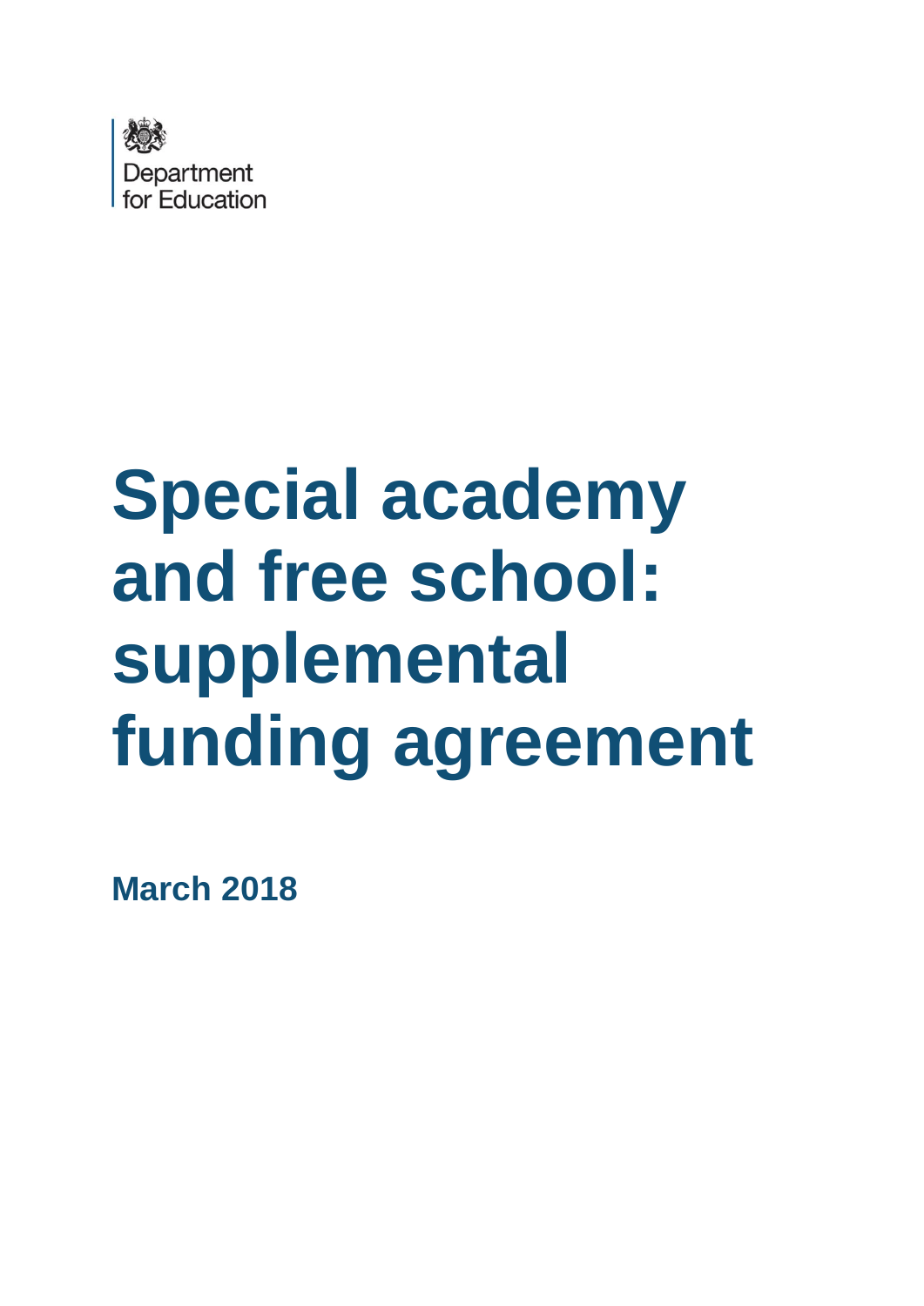Department for Education

# Special academy and free school: supplemental funding agreement

**March 2018**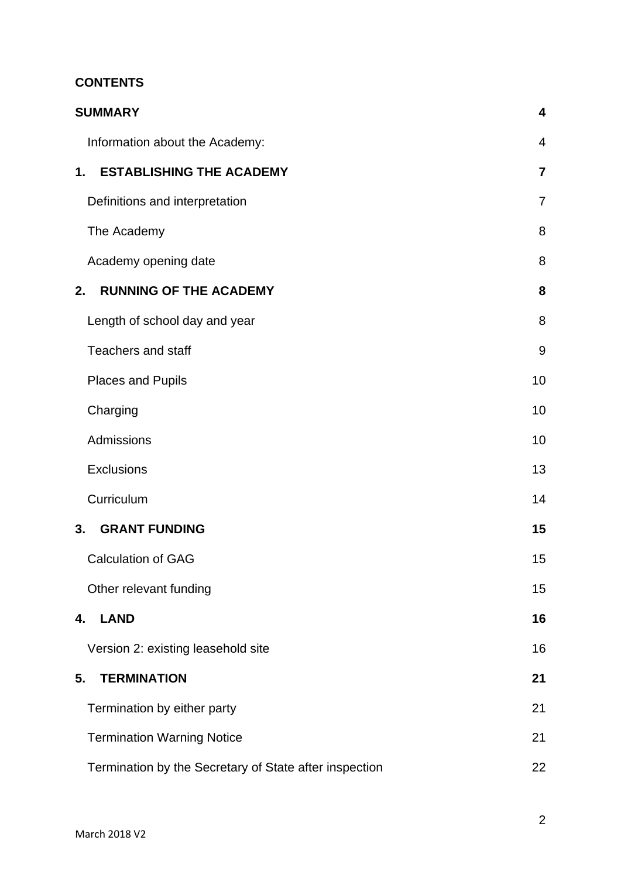**CONTENTS**

| | |
|---|---|
| **SUMMARY** | **4** |
| Information about the Academy: | 4 |
| **1. ESTABLISHING THE ACADEMY** | **7** |
| Definitions and interpretation | 7 |
| The Academy | 8 |
| Academy opening date | 8 |
| **2. RUNNING OF THE ACADEMY** | **8** |
| Length of school day and year | 8 |
| Teachers and staff | 9 |
| Places and Pupils | 10 |
| Charging | 10 |
| Admissions | 10 |
| Exclusions | 13 |
| Curriculum | 14 |
| **3. GRANT FUNDING** | **15** |
| Calculation of GAG | 15 |
| Other relevant funding | 15 |
| **4. LAND** | **16** |
| Version 2: existing leasehold site | 16 |
| **5. TERMINATION** | **21** |
| Termination by either party | 21 |
| Termination Warning Notice | 21 |
| Termination by the Secretary of State after inspection | 22 |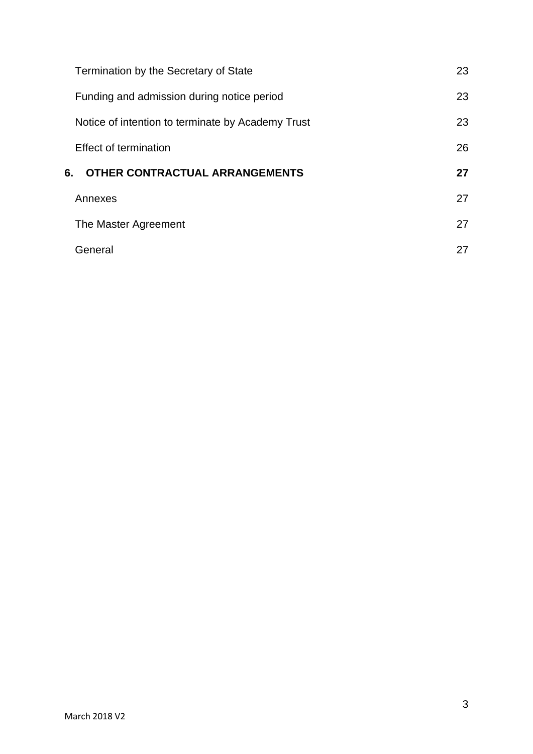| | |
|---|---|
| Termination by the Secretary of State | 23 |
| Funding and admission during notice period | 23 |
| Notice of intention to terminate by Academy Trust | 23 |
| Effect of termination | 26 |
| **6. OTHER CONTRACTUAL ARRANGEMENTS** | **27** |
| Annexes | 27 |
| The Master Agreement | 27 |
| General | 27 |

March 2018 V2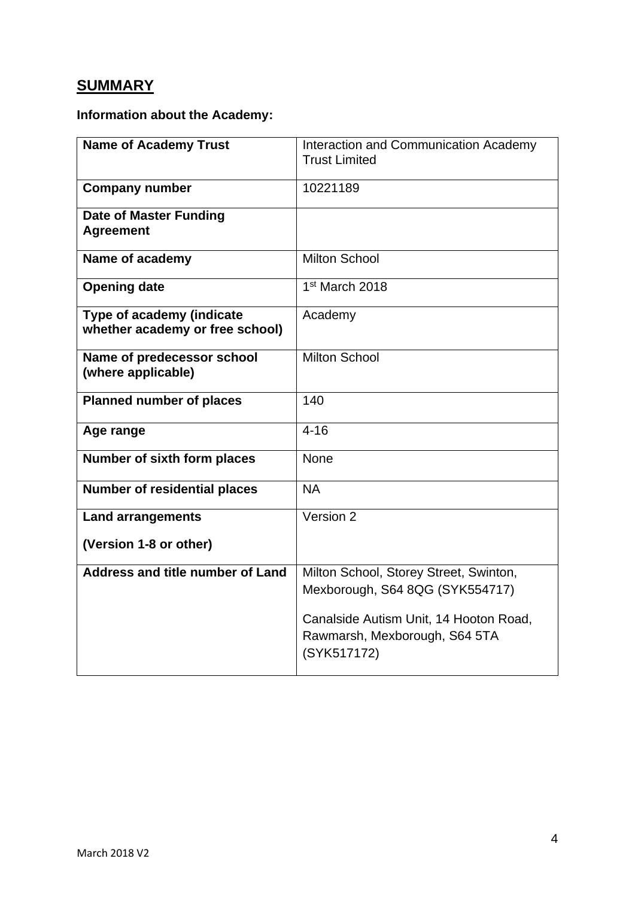## SUMMARY

**Information about the Academy:**

| **Name of Academy Trust** | Interaction and Communication Academy Trust Limited |
|---|---|
| **Company number** | 10221189 |
| **Date of Master Funding Agreement** | |
| **Name of academy** | Milton School |
| **Opening date** | 1st March 2018 |
| **Type of academy (indicate whether academy or free school)** | Academy |
| **Name of predecessor school (where applicable)** | Milton School |
| **Planned number of places** | 140 |
| **Age range** | 4-16 |
| **Number of sixth form places** | None |
| **Number of residential places** | NA |
| **Land arrangements** <br> **(Version 1-8 or other)** | Version 2 |
| **Address and title number of Land** | Milton School, Storey Street, Swinton, Mexborough, S64 8QG (SYK554717) <br> Canalside Autism Unit, 14 Hooton Road, Rawmarsh, Mexborough, S64 5TA (SYK517172) |

March 2018 V2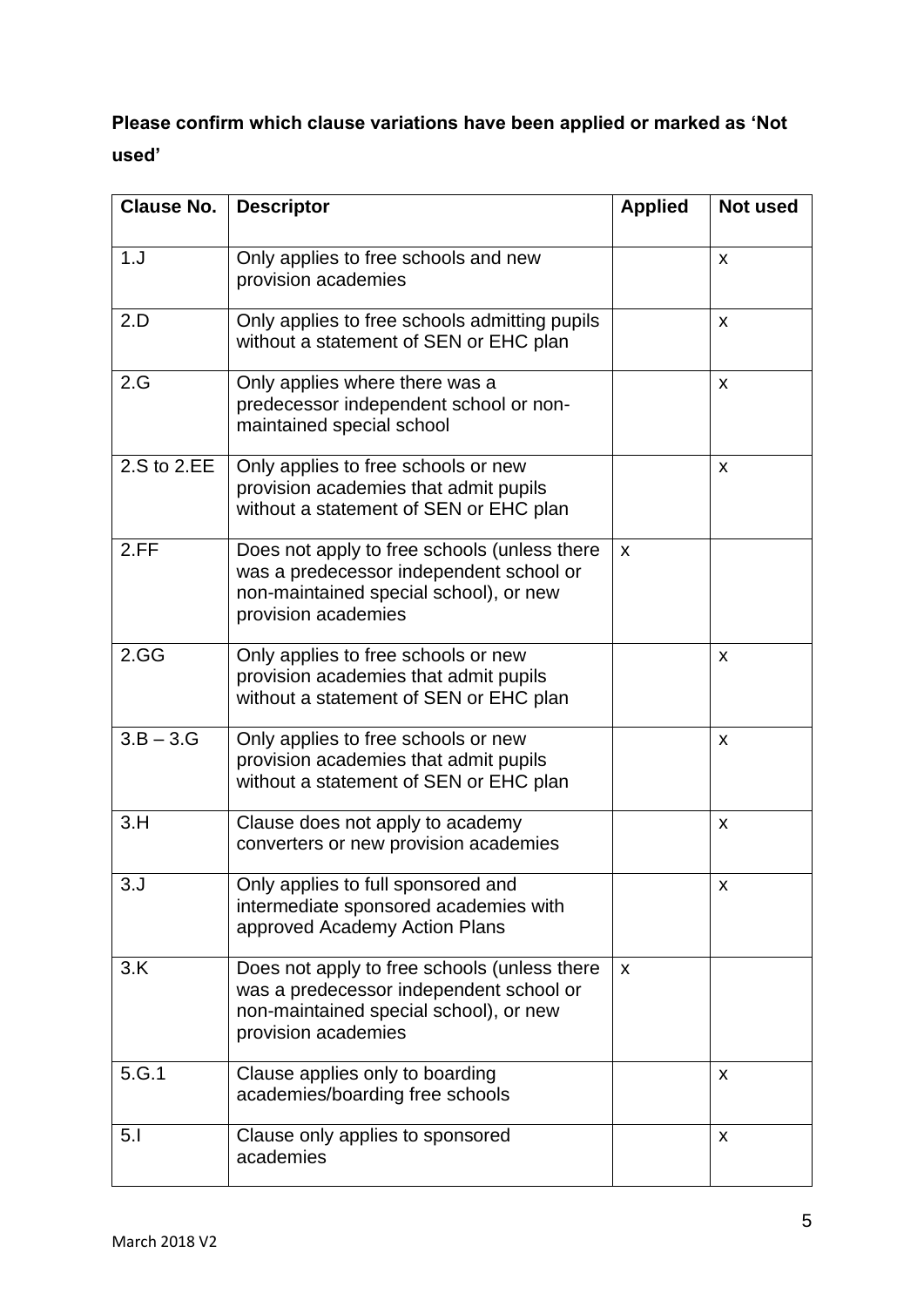**Please confirm which clause variations have been applied or marked as 'Not used'**

| Clause No. | Descriptor | Applied | Not used |
|---|---|---|---|
| 1.J | Only applies to free schools and new provision academies | | x |
| 2.D | Only applies to free schools admitting pupils without a statement of SEN or EHC plan | | x |
| 2.G | Only applies where there was a predecessor independent school or non-maintained special school | | x |
| 2.S to 2.EE | Only applies to free schools or new provision academies that admit pupils without a statement of SEN or EHC plan | | x |
| 2.FF | Does not apply to free schools (unless there was a predecessor independent school or non-maintained special school), or new provision academies | x | |
| 2.GG | Only applies to free schools or new provision academies that admit pupils without a statement of SEN or EHC plan | | x |
| 3.B – 3.G | Only applies to free schools or new provision academies that admit pupils without a statement of SEN or EHC plan | | x |
| 3.H | Clause does not apply to academy converters or new provision academies | | x |
| 3.J | Only applies to full sponsored and intermediate sponsored academies with approved Academy Action Plans | | x |
| 3.K | Does not apply to free schools (unless there was a predecessor independent school or non-maintained special school), or new provision academies | x | |
| 5.G.1 | Clause applies only to boarding academies/boarding free schools | | x |
| 5.I | Clause only applies to sponsored academies | | x |

March 2018 V2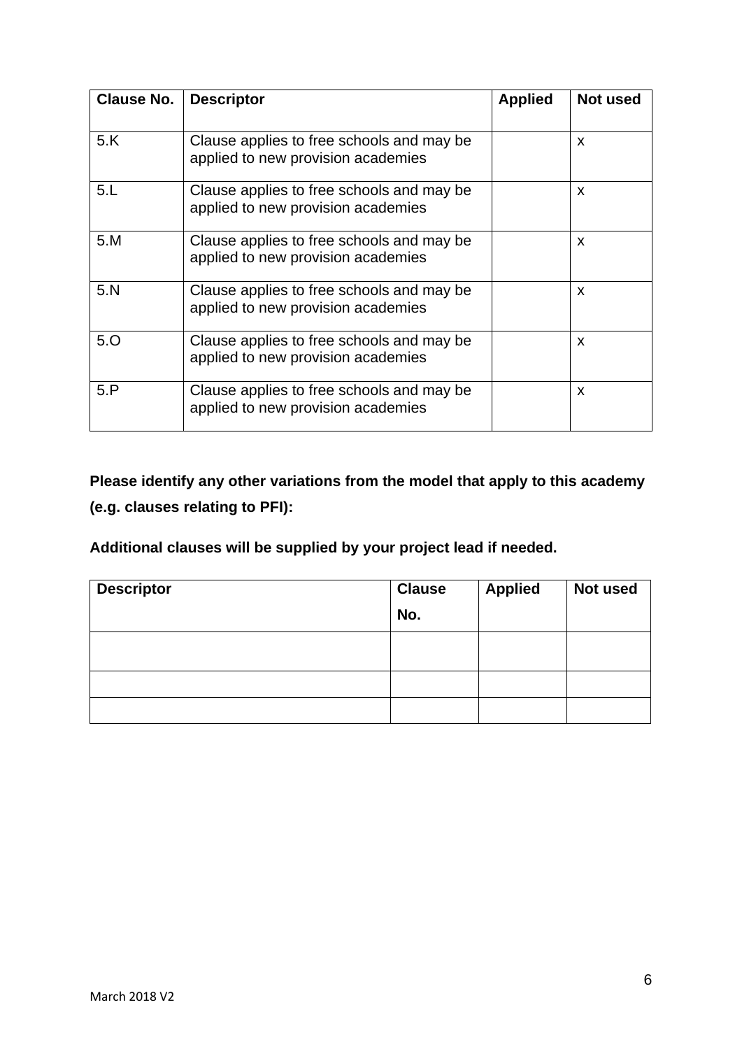| Clause No. | Descriptor | Applied | Not used |
|---|---|---|---|
| 5.K | Clause applies to free schools and may be applied to new provision academies | | x |
| 5.L | Clause applies to free schools and may be applied to new provision academies | | x |
| 5.M | Clause applies to free schools and may be applied to new provision academies | | x |
| 5.N | Clause applies to free schools and may be applied to new provision academies | | x |
| 5.O | Clause applies to free schools and may be applied to new provision academies | | x |
| 5.P | Clause applies to free schools and may be applied to new provision academies | | x |

**Please identify any other variations from the model that apply to this academy (e.g. clauses relating to PFI):**

**Additional clauses will be supplied by your project lead if needed.**

| Descriptor | Clause No. | Applied | Not used |
|---|---|---|---|
| | | | |
| | | | |
| | | | |

March 2018 V2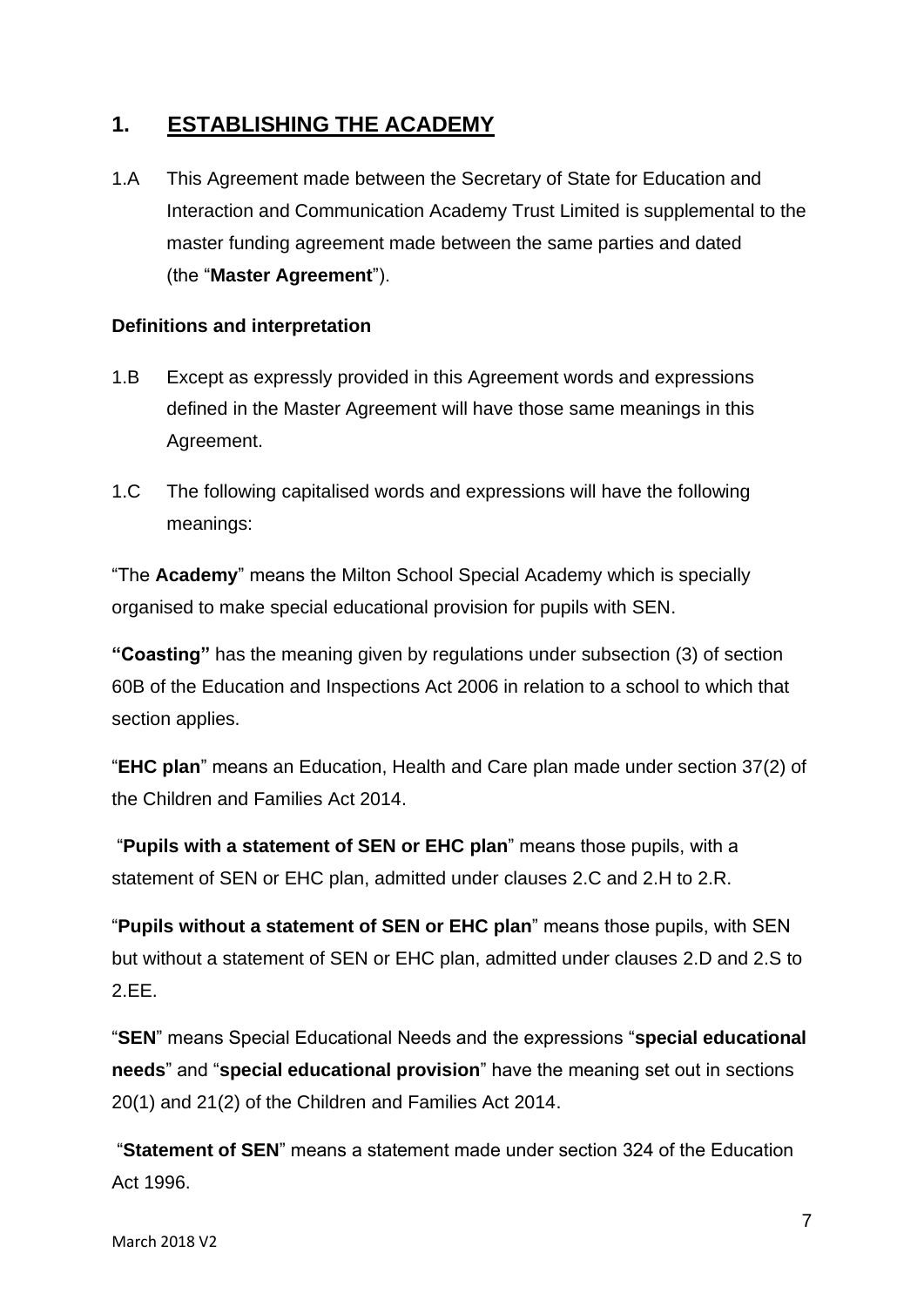## 1. ESTABLISHING THE ACADEMY

1.A This Agreement made between the Secretary of State for Education and Interaction and Communication Academy Trust Limited is supplemental to the master funding agreement made between the same parties and dated (the "**Master Agreement**").

**Definitions and interpretation**

1.B Except as expressly provided in this Agreement words and expressions defined in the Master Agreement will have those same meanings in this Agreement.

1.C The following capitalised words and expressions will have the following meanings:

"The **Academy**" means the Milton School Special Academy which is specially organised to make special educational provision for pupils with SEN.

**"Coasting"** has the meaning given by regulations under subsection (3) of section 60B of the Education and Inspections Act 2006 in relation to a school to which that section applies.

"**EHC plan**" means an Education, Health and Care plan made under section 37(2) of the Children and Families Act 2014.

"**Pupils with a statement of SEN or EHC plan**" means those pupils, with a statement of SEN or EHC plan, admitted under clauses 2.C and 2.H to 2.R.

"**Pupils without a statement of SEN or EHC plan**" means those pupils, with SEN but without a statement of SEN or EHC plan, admitted under clauses 2.D and 2.S to 2.EE.

"**SEN**" means Special Educational Needs and the expressions "**special educational needs**" and "**special educational provision**" have the meaning set out in sections 20(1) and 21(2) of the Children and Families Act 2014.

"**Statement of SEN**" means a statement made under section 324 of the Education Act 1996.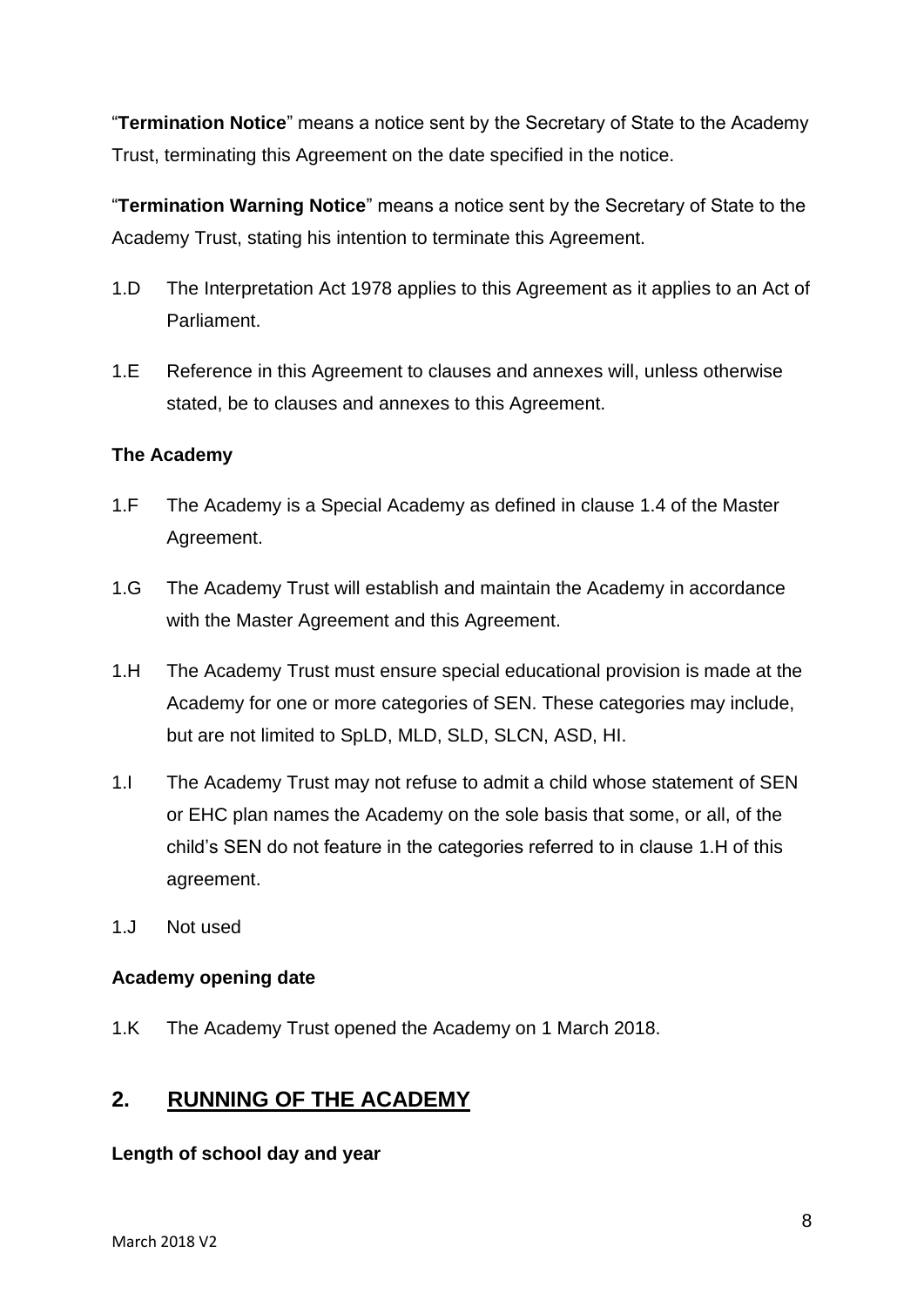"**Termination Notice**" means a notice sent by the Secretary of State to the Academy Trust, terminating this Agreement on the date specified in the notice.

"**Termination Warning Notice**" means a notice sent by the Secretary of State to the Academy Trust, stating his intention to terminate this Agreement.

1.D The Interpretation Act 1978 applies to this Agreement as it applies to an Act of Parliament.

1.E Reference in this Agreement to clauses and annexes will, unless otherwise stated, be to clauses and annexes to this Agreement.

**The Academy**

1.F The Academy is a Special Academy as defined in clause 1.4 of the Master Agreement.

1.G The Academy Trust will establish and maintain the Academy in accordance with the Master Agreement and this Agreement.

1.H The Academy Trust must ensure special educational provision is made at the Academy for one or more categories of SEN. These categories may include, but are not limited to SpLD, MLD, SLD, SLCN, ASD, HI.

1.I The Academy Trust may not refuse to admit a child whose statement of SEN or EHC plan names the Academy on the sole basis that some, or all, of the child's SEN do not feature in the categories referred to in clause 1.H of this agreement.

1.J Not used

**Academy opening date**

1.K The Academy Trust opened the Academy on 1 March 2018.

## 2. RUNNING OF THE ACADEMY

**Length of school day and year**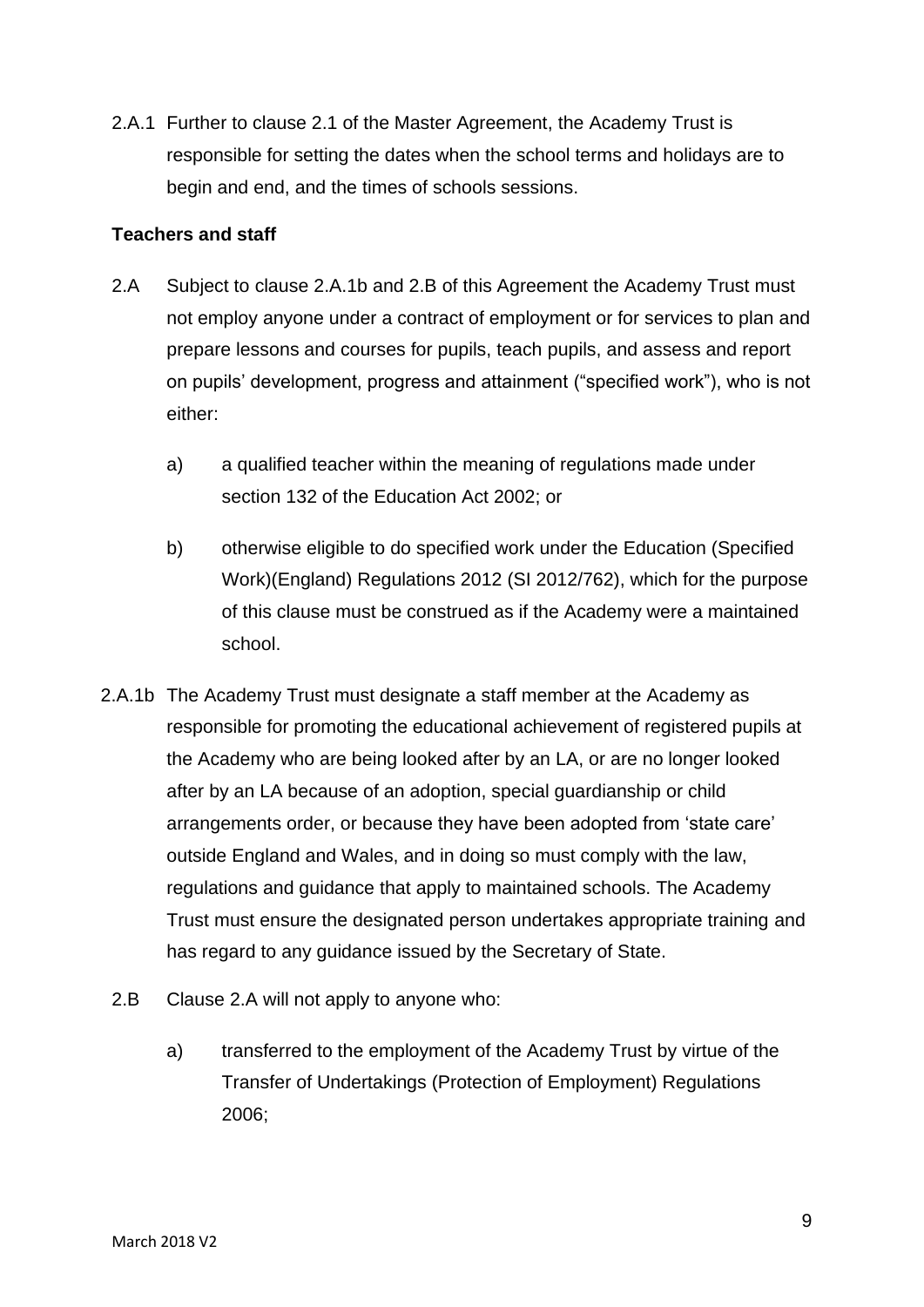2.A.1 Further to clause 2.1 of the Master Agreement, the Academy Trust is responsible for setting the dates when the school terms and holidays are to begin and end, and the times of schools sessions.

**Teachers and staff**

2.A Subject to clause 2.A.1b and 2.B of this Agreement the Academy Trust must not employ anyone under a contract of employment or for services to plan and prepare lessons and courses for pupils, teach pupils, and assess and report on pupils' development, progress and attainment ("specified work"), who is not either:

a) a qualified teacher within the meaning of regulations made under section 132 of the Education Act 2002; or

b) otherwise eligible to do specified work under the Education (Specified Work)(England) Regulations 2012 (SI 2012/762), which for the purpose of this clause must be construed as if the Academy were a maintained school.

2.A.1b The Academy Trust must designate a staff member at the Academy as responsible for promoting the educational achievement of registered pupils at the Academy who are being looked after by an LA, or are no longer looked after by an LA because of an adoption, special guardianship or child arrangements order, or because they have been adopted from 'state care' outside England and Wales, and in doing so must comply with the law, regulations and guidance that apply to maintained schools. The Academy Trust must ensure the designated person undertakes appropriate training and has regard to any guidance issued by the Secretary of State.

2.B Clause 2.A will not apply to anyone who:

a) transferred to the employment of the Academy Trust by virtue of the Transfer of Undertakings (Protection of Employment) Regulations 2006;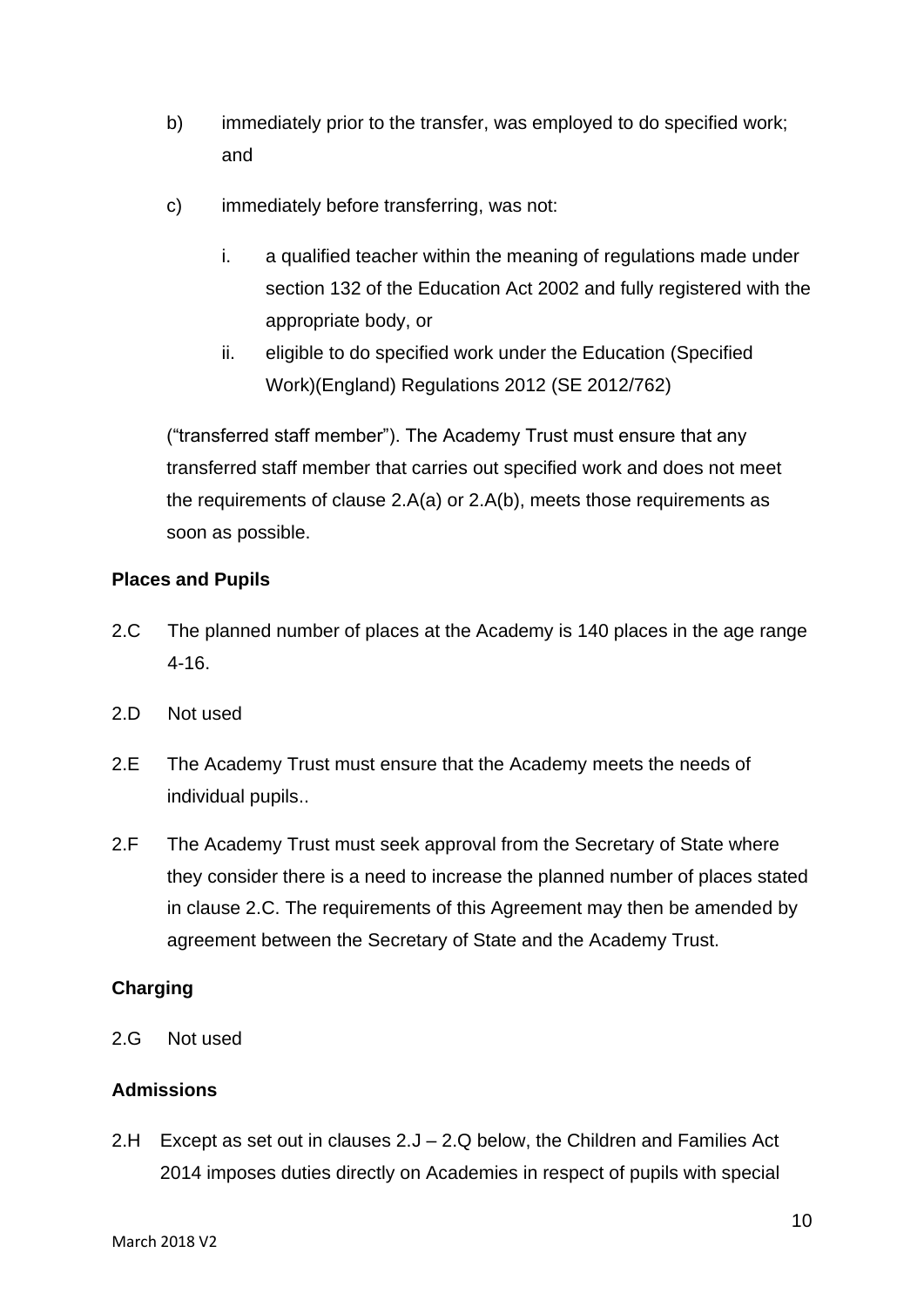b) immediately prior to the transfer, was employed to do specified work; and

c) immediately before transferring, was not:

   i. a qualified teacher within the meaning of regulations made under section 132 of the Education Act 2002 and fully registered with the appropriate body, or

   ii. eligible to do specified work under the Education (Specified Work)(England) Regulations 2012 (SE 2012/762)

("transferred staff member"). The Academy Trust must ensure that any transferred staff member that carries out specified work and does not meet the requirements of clause 2.A(a) or 2.A(b), meets those requirements as soon as possible.

**Places and Pupils**

2.C The planned number of places at the Academy is 140 places in the age range 4-16.

2.D Not used

2.E The Academy Trust must ensure that the Academy meets the needs of individual pupils..

2.F The Academy Trust must seek approval from the Secretary of State where they consider there is a need to increase the planned number of places stated in clause 2.C. The requirements of this Agreement may then be amended by agreement between the Secretary of State and the Academy Trust.

**Charging**

2.G Not used

**Admissions**

2.H Except as set out in clauses 2.J – 2.Q below, the Children and Families Act 2014 imposes duties directly on Academies in respect of pupils with special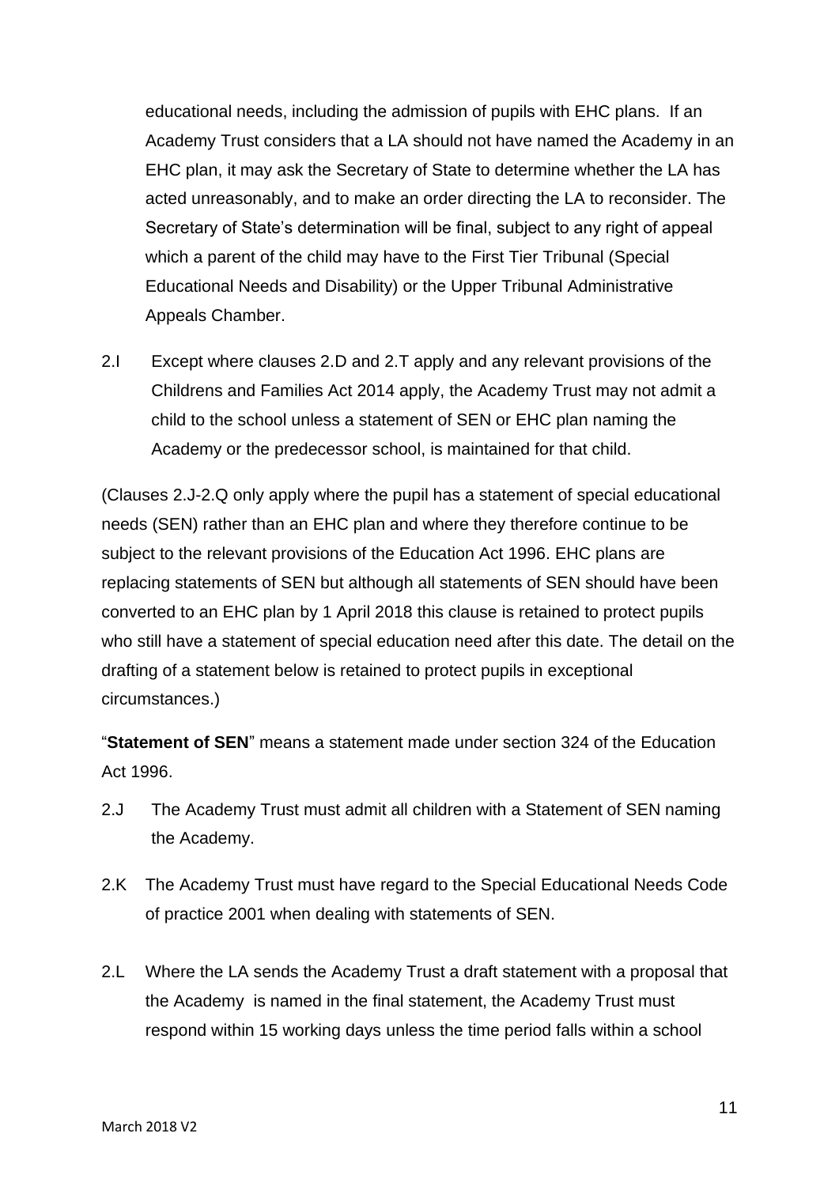educational needs, including the admission of pupils with EHC plans. If an Academy Trust considers that a LA should not have named the Academy in an EHC plan, it may ask the Secretary of State to determine whether the LA has acted unreasonably, and to make an order directing the LA to reconsider. The Secretary of State's determination will be final, subject to any right of appeal which a parent of the child may have to the First Tier Tribunal (Special Educational Needs and Disability) or the Upper Tribunal Administrative Appeals Chamber.

2.I Except where clauses 2.D and 2.T apply and any relevant provisions of the Childrens and Families Act 2014 apply, the Academy Trust may not admit a child to the school unless a statement of SEN or EHC plan naming the Academy or the predecessor school, is maintained for that child.

(Clauses 2.J-2.Q only apply where the pupil has a statement of special educational needs (SEN) rather than an EHC plan and where they therefore continue to be subject to the relevant provisions of the Education Act 1996. EHC plans are replacing statements of SEN but although all statements of SEN should have been converted to an EHC plan by 1 April 2018 this clause is retained to protect pupils who still have a statement of special education need after this date. The detail on the drafting of a statement below is retained to protect pupils in exceptional circumstances.)

"**Statement of SEN**" means a statement made under section 324 of the Education Act 1996.

2.J The Academy Trust must admit all children with a Statement of SEN naming the Academy.

2.K The Academy Trust must have regard to the Special Educational Needs Code of practice 2001 when dealing with statements of SEN.

2.L Where the LA sends the Academy Trust a draft statement with a proposal that the Academy is named in the final statement, the Academy Trust must respond within 15 working days unless the time period falls within a school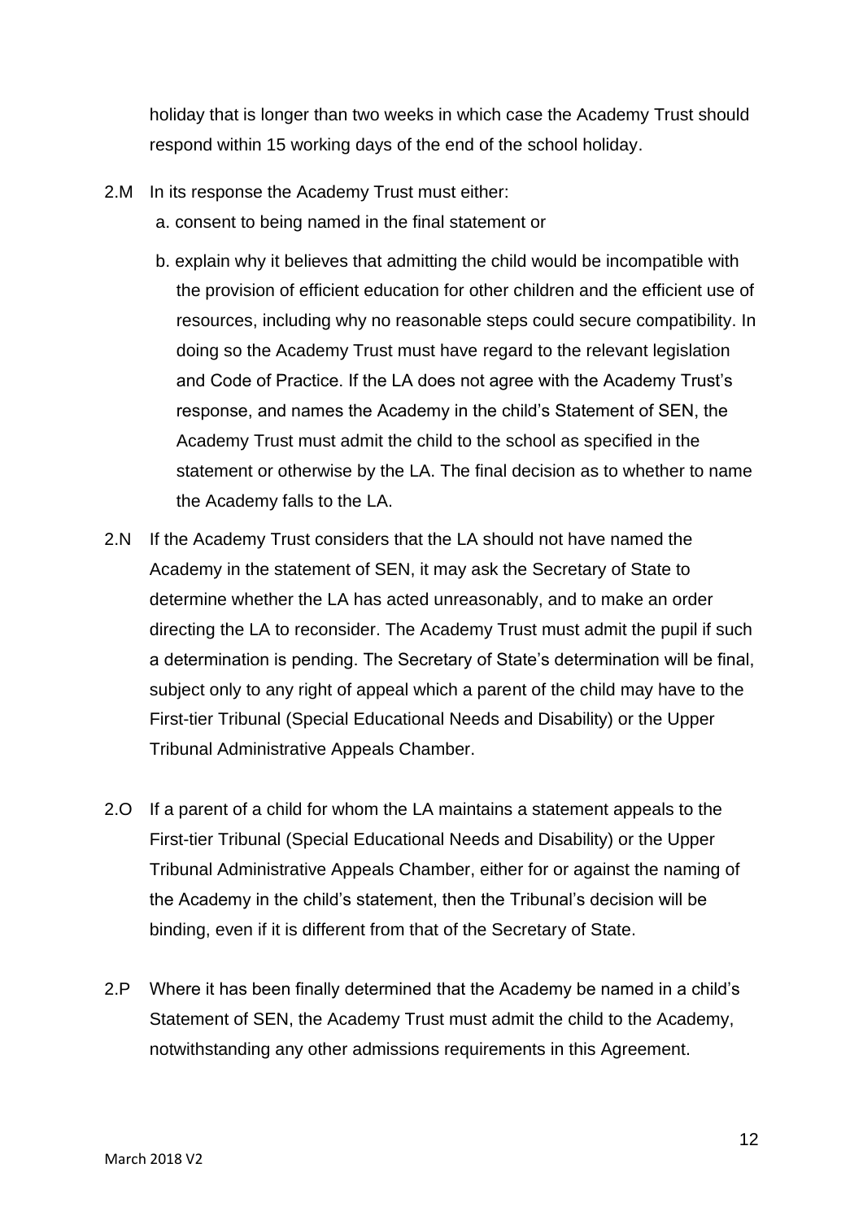holiday that is longer than two weeks in which case the Academy Trust should respond within 15 working days of the end of the school holiday.

2.M In its response the Academy Trust must either:

a. consent to being named in the final statement or

b. explain why it believes that admitting the child would be incompatible with the provision of efficient education for other children and the efficient use of resources, including why no reasonable steps could secure compatibility. In doing so the Academy Trust must have regard to the relevant legislation and Code of Practice. If the LA does not agree with the Academy Trust's response, and names the Academy in the child's Statement of SEN, the Academy Trust must admit the child to the school as specified in the statement or otherwise by the LA. The final decision as to whether to name the Academy falls to the LA.

2.N If the Academy Trust considers that the LA should not have named the Academy in the statement of SEN, it may ask the Secretary of State to determine whether the LA has acted unreasonably, and to make an order directing the LA to reconsider. The Academy Trust must admit the pupil if such a determination is pending. The Secretary of State's determination will be final, subject only to any right of appeal which a parent of the child may have to the First-tier Tribunal (Special Educational Needs and Disability) or the Upper Tribunal Administrative Appeals Chamber.

2.O If a parent of a child for whom the LA maintains a statement appeals to the First-tier Tribunal (Special Educational Needs and Disability) or the Upper Tribunal Administrative Appeals Chamber, either for or against the naming of the Academy in the child's statement, then the Tribunal's decision will be binding, even if it is different from that of the Secretary of State.

2.P Where it has been finally determined that the Academy be named in a child's Statement of SEN, the Academy Trust must admit the child to the Academy, notwithstanding any other admissions requirements in this Agreement.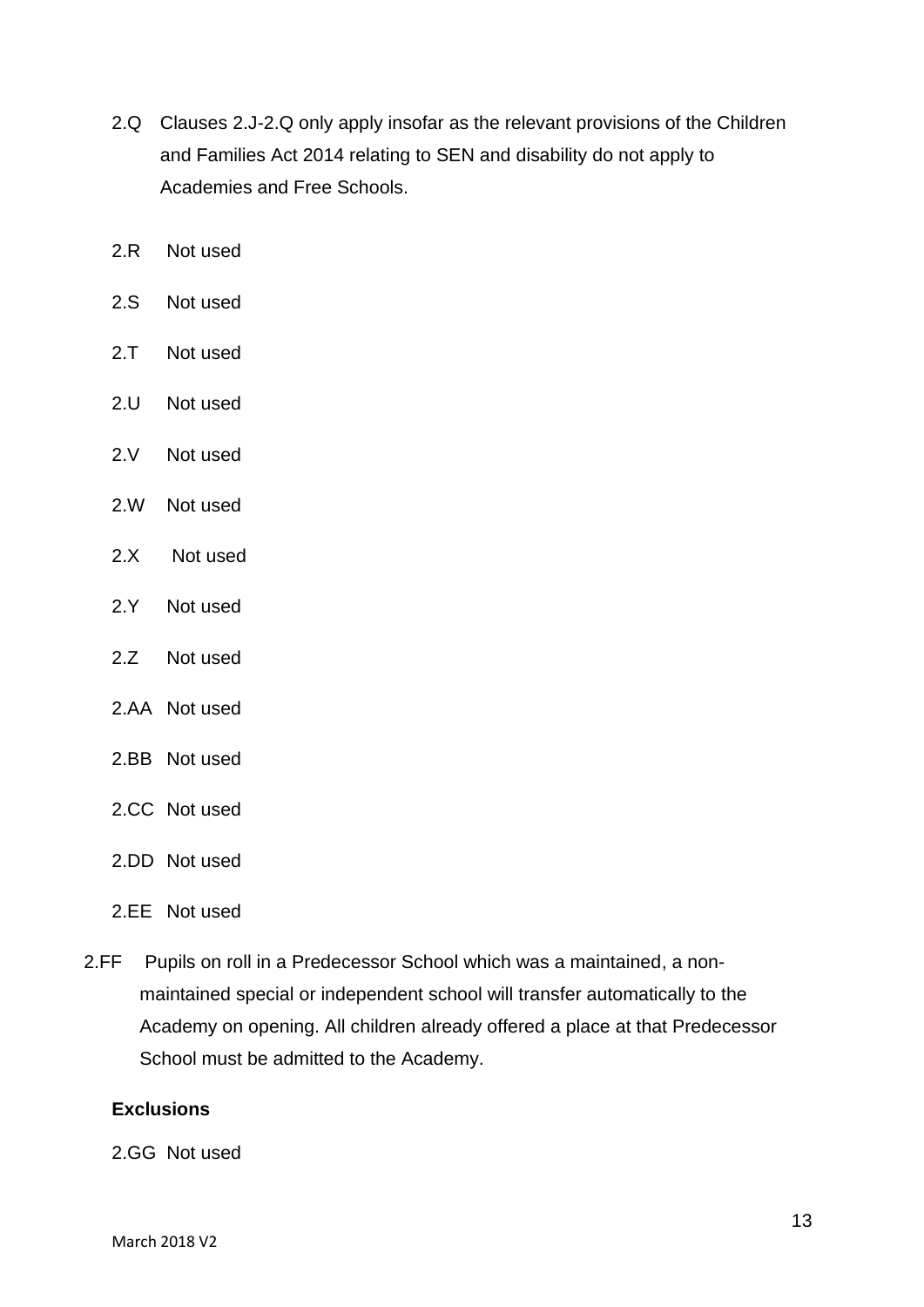2.Q Clauses 2.J-2.Q only apply insofar as the relevant provisions of the Children and Families Act 2014 relating to SEN and disability do not apply to Academies and Free Schools.

2.R Not used

2.S Not used

2.T Not used

2.U Not used

2.V Not used

2.W Not used

2.X Not used

2.Y Not used

2.Z Not used

2.AA Not used

2.BB Not used

2.CC Not used

2.DD Not used

2.EE Not used

2.FF Pupils on roll in a Predecessor School which was a maintained, a non-maintained special or independent school will transfer automatically to the Academy on opening. All children already offered a place at that Predecessor School must be admitted to the Academy.

**Exclusions**

2.GG Not used

March 2018 V2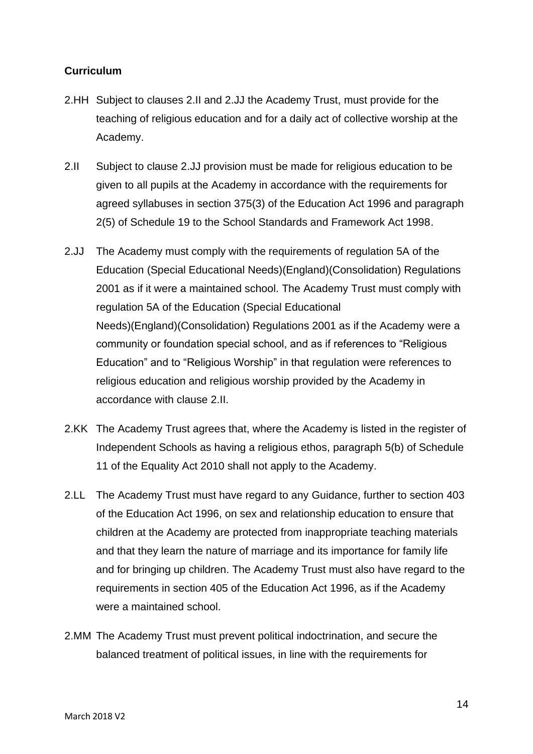**Curriculum**

2.HH Subject to clauses 2.II and 2.JJ the Academy Trust, must provide for the teaching of religious education and for a daily act of collective worship at the Academy.

2.II Subject to clause 2.JJ provision must be made for religious education to be given to all pupils at the Academy in accordance with the requirements for agreed syllabuses in section 375(3) of the Education Act 1996 and paragraph 2(5) of Schedule 19 to the School Standards and Framework Act 1998.

2.JJ The Academy must comply with the requirements of regulation 5A of the Education (Special Educational Needs)(England)(Consolidation) Regulations 2001 as if it were a maintained school. The Academy Trust must comply with regulation 5A of the Education (Special Educational Needs)(England)(Consolidation) Regulations 2001 as if the Academy were a community or foundation special school, and as if references to "Religious Education" and to "Religious Worship" in that regulation were references to religious education and religious worship provided by the Academy in accordance with clause 2.II.

2.KK The Academy Trust agrees that, where the Academy is listed in the register of Independent Schools as having a religious ethos, paragraph 5(b) of Schedule 11 of the Equality Act 2010 shall not apply to the Academy.

2.LL The Academy Trust must have regard to any Guidance, further to section 403 of the Education Act 1996, on sex and relationship education to ensure that children at the Academy are protected from inappropriate teaching materials and that they learn the nature of marriage and its importance for family life and for bringing up children. The Academy Trust must also have regard to the requirements in section 405 of the Education Act 1996, as if the Academy were a maintained school.

2.MM The Academy Trust must prevent political indoctrination, and secure the balanced treatment of political issues, in line with the requirements for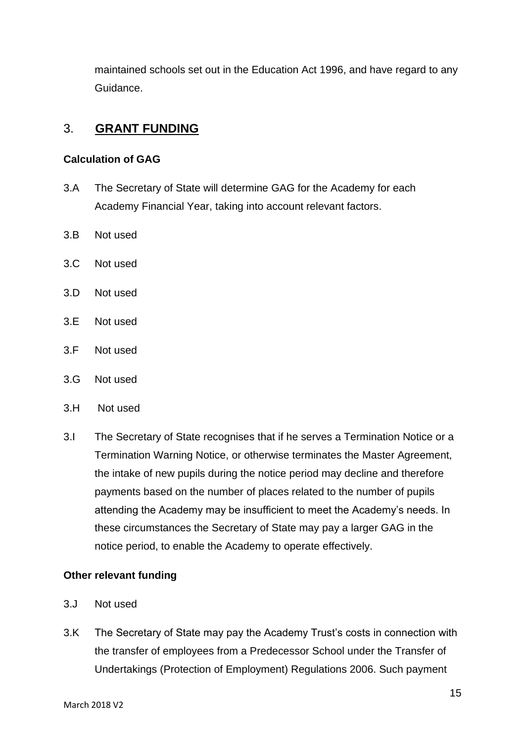maintained schools set out in the Education Act 1996, and have regard to any Guidance.

## 3. **GRANT FUNDING**

**Calculation of GAG**

3.A The Secretary of State will determine GAG for the Academy for each Academy Financial Year, taking into account relevant factors.

3.B Not used

3.C Not used

3.D Not used

3.E Not used

3.F Not used

3.G Not used

3.H Not used

3.I The Secretary of State recognises that if he serves a Termination Notice or a Termination Warning Notice, or otherwise terminates the Master Agreement, the intake of new pupils during the notice period may decline and therefore payments based on the number of places related to the number of pupils attending the Academy may be insufficient to meet the Academy's needs. In these circumstances the Secretary of State may pay a larger GAG in the notice period, to enable the Academy to operate effectively.

**Other relevant funding**

3.J Not used

3.K The Secretary of State may pay the Academy Trust's costs in connection with the transfer of employees from a Predecessor School under the Transfer of Undertakings (Protection of Employment) Regulations 2006. Such payment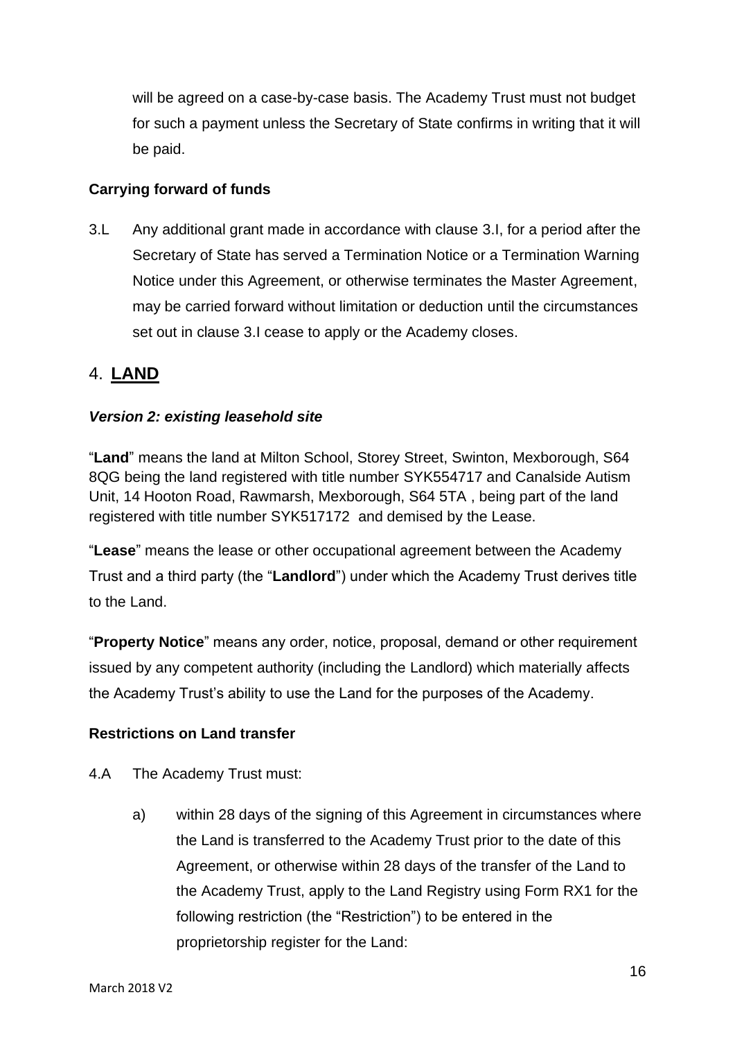will be agreed on a case-by-case basis. The Academy Trust must not budget for such a payment unless the Secretary of State confirms in writing that it will be paid.

**Carrying forward of funds**

3.L Any additional grant made in accordance with clause 3.I, for a period after the Secretary of State has served a Termination Notice or a Termination Warning Notice under this Agreement, or otherwise terminates the Master Agreement, may be carried forward without limitation or deduction until the circumstances set out in clause 3.I cease to apply or the Academy closes.

## 4. **LAND**

***Version 2: existing leasehold site***

"**Land**" means the land at Milton School, Storey Street, Swinton, Mexborough, S64 8QG being the land registered with title number SYK554717 and Canalside Autism Unit, 14 Hooton Road, Rawmarsh, Mexborough, S64 5TA , being part of the land registered with title number SYK517172 and demised by the Lease.

"**Lease**" means the lease or other occupational agreement between the Academy Trust and a third party (the "**Landlord**") under which the Academy Trust derives title to the Land.

"**Property Notice**" means any order, notice, proposal, demand or other requirement issued by any competent authority (including the Landlord) which materially affects the Academy Trust's ability to use the Land for the purposes of the Academy.

**Restrictions on Land transfer**

4.A The Academy Trust must:

a) within 28 days of the signing of this Agreement in circumstances where the Land is transferred to the Academy Trust prior to the date of this Agreement, or otherwise within 28 days of the transfer of the Land to the Academy Trust, apply to the Land Registry using Form RX1 for the following restriction (the "Restriction") to be entered in the proprietorship register for the Land: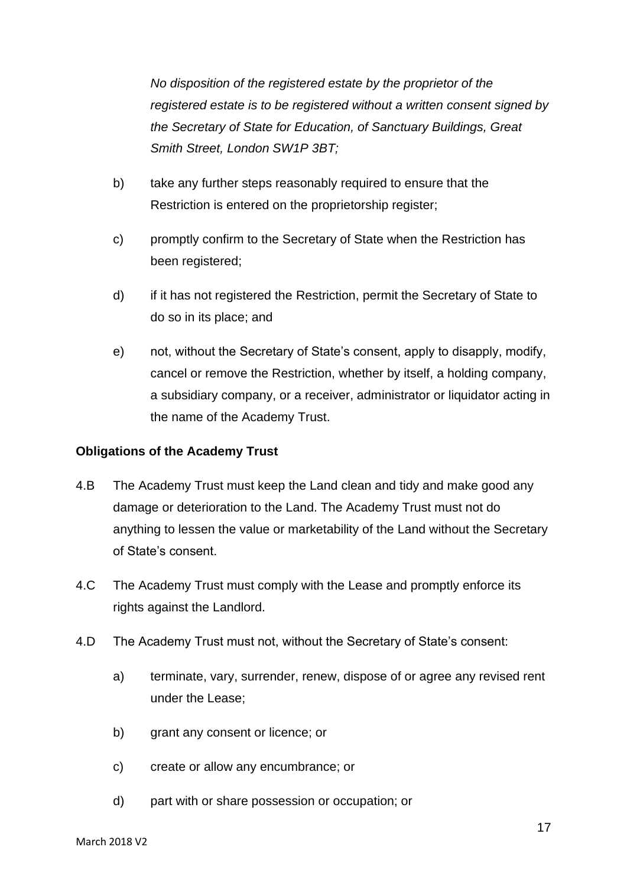*No disposition of the registered estate by the proprietor of the registered estate is to be registered without a written consent signed by the Secretary of State for Education, of Sanctuary Buildings, Great Smith Street, London SW1P 3BT;*

b) take any further steps reasonably required to ensure that the Restriction is entered on the proprietorship register;

c) promptly confirm to the Secretary of State when the Restriction has been registered;

d) if it has not registered the Restriction, permit the Secretary of State to do so in its place; and

e) not, without the Secretary of State's consent, apply to disapply, modify, cancel or remove the Restriction, whether by itself, a holding company, a subsidiary company, or a receiver, administrator or liquidator acting in the name of the Academy Trust.

**Obligations of the Academy Trust**

4.B The Academy Trust must keep the Land clean and tidy and make good any damage or deterioration to the Land. The Academy Trust must not do anything to lessen the value or marketability of the Land without the Secretary of State's consent.

4.C The Academy Trust must comply with the Lease and promptly enforce its rights against the Landlord.

4.D The Academy Trust must not, without the Secretary of State's consent:

a) terminate, vary, surrender, renew, dispose of or agree any revised rent under the Lease;

b) grant any consent or licence; or

c) create or allow any encumbrance; or

d) part with or share possession or occupation; or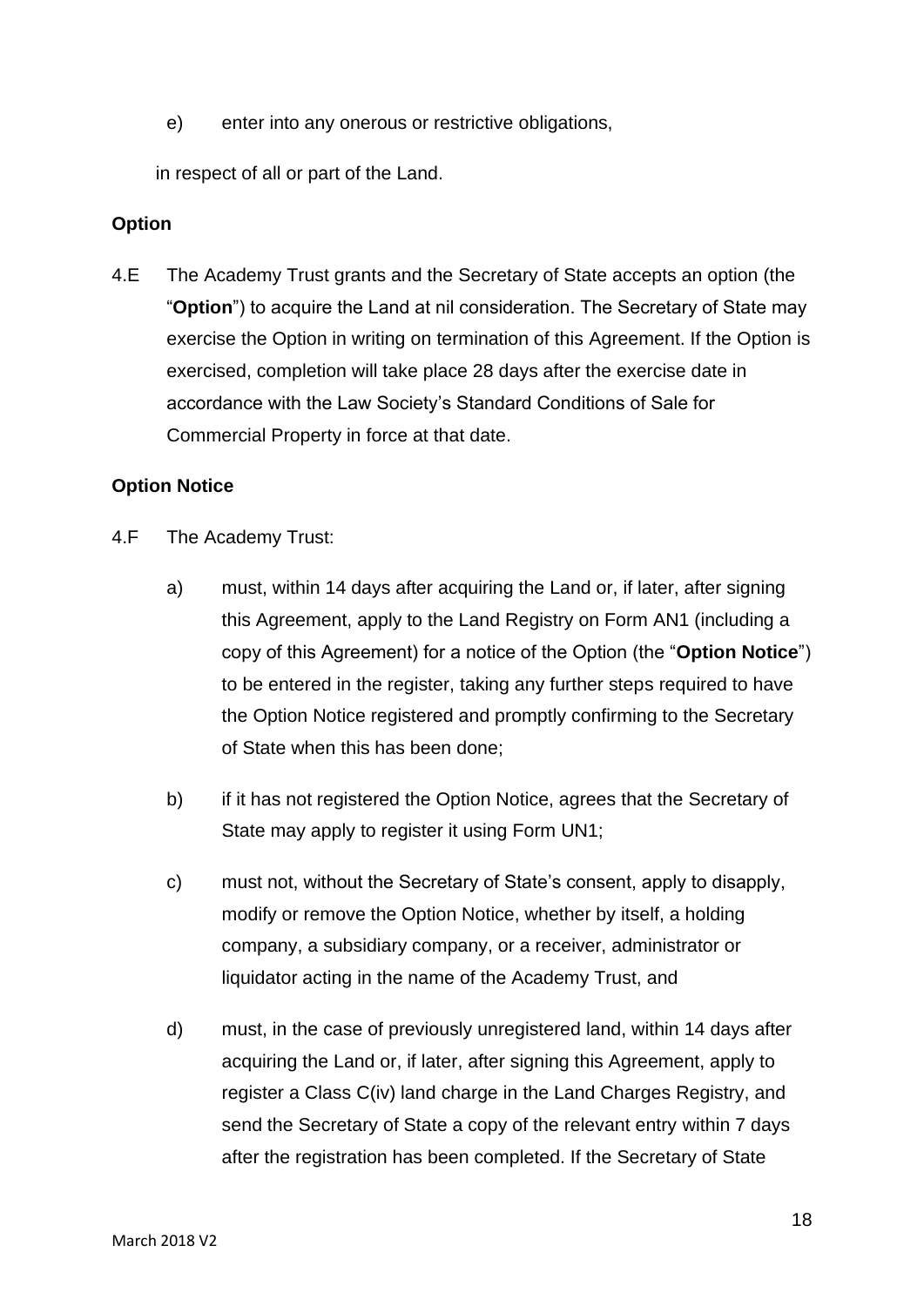e) enter into any onerous or restrictive obligations,

in respect of all or part of the Land.

**Option**

4.E The Academy Trust grants and the Secretary of State accepts an option (the "**Option**") to acquire the Land at nil consideration. The Secretary of State may exercise the Option in writing on termination of this Agreement. If the Option is exercised, completion will take place 28 days after the exercise date in accordance with the Law Society's Standard Conditions of Sale for Commercial Property in force at that date.

**Option Notice**

4.F The Academy Trust:

a) must, within 14 days after acquiring the Land or, if later, after signing this Agreement, apply to the Land Registry on Form AN1 (including a copy of this Agreement) for a notice of the Option (the "**Option Notice**") to be entered in the register, taking any further steps required to have the Option Notice registered and promptly confirming to the Secretary of State when this has been done;

b) if it has not registered the Option Notice, agrees that the Secretary of State may apply to register it using Form UN1;

c) must not, without the Secretary of State's consent, apply to disapply, modify or remove the Option Notice, whether by itself, a holding company, a subsidiary company, or a receiver, administrator or liquidator acting in the name of the Academy Trust, and

d) must, in the case of previously unregistered land, within 14 days after acquiring the Land or, if later, after signing this Agreement, apply to register a Class C(iv) land charge in the Land Charges Registry, and send the Secretary of State a copy of the relevant entry within 7 days after the registration has been completed. If the Secretary of State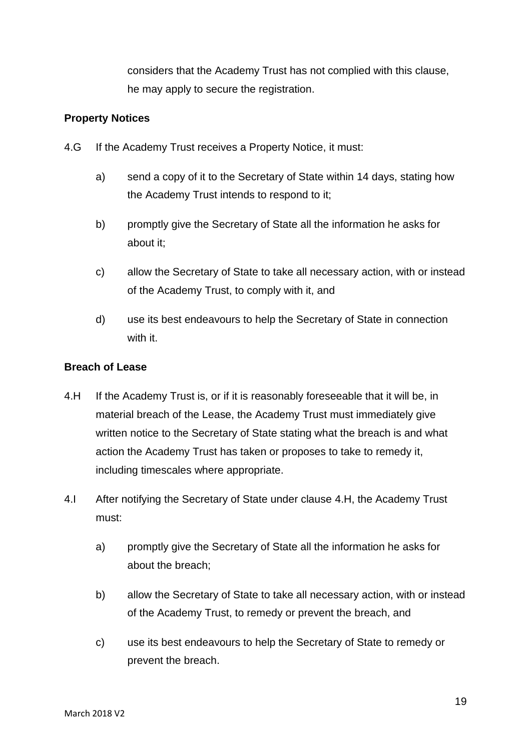considers that the Academy Trust has not complied with this clause, he may apply to secure the registration.

**Property Notices**

4.G If the Academy Trust receives a Property Notice, it must:

a) send a copy of it to the Secretary of State within 14 days, stating how the Academy Trust intends to respond to it;

b) promptly give the Secretary of State all the information he asks for about it;

c) allow the Secretary of State to take all necessary action, with or instead of the Academy Trust, to comply with it, and

d) use its best endeavours to help the Secretary of State in connection with it.

**Breach of Lease**

4.H If the Academy Trust is, or if it is reasonably foreseeable that it will be, in material breach of the Lease, the Academy Trust must immediately give written notice to the Secretary of State stating what the breach is and what action the Academy Trust has taken or proposes to take to remedy it, including timescales where appropriate.

4.I After notifying the Secretary of State under clause 4.H, the Academy Trust must:

a) promptly give the Secretary of State all the information he asks for about the breach;

b) allow the Secretary of State to take all necessary action, with or instead of the Academy Trust, to remedy or prevent the breach, and

c) use its best endeavours to help the Secretary of State to remedy or prevent the breach.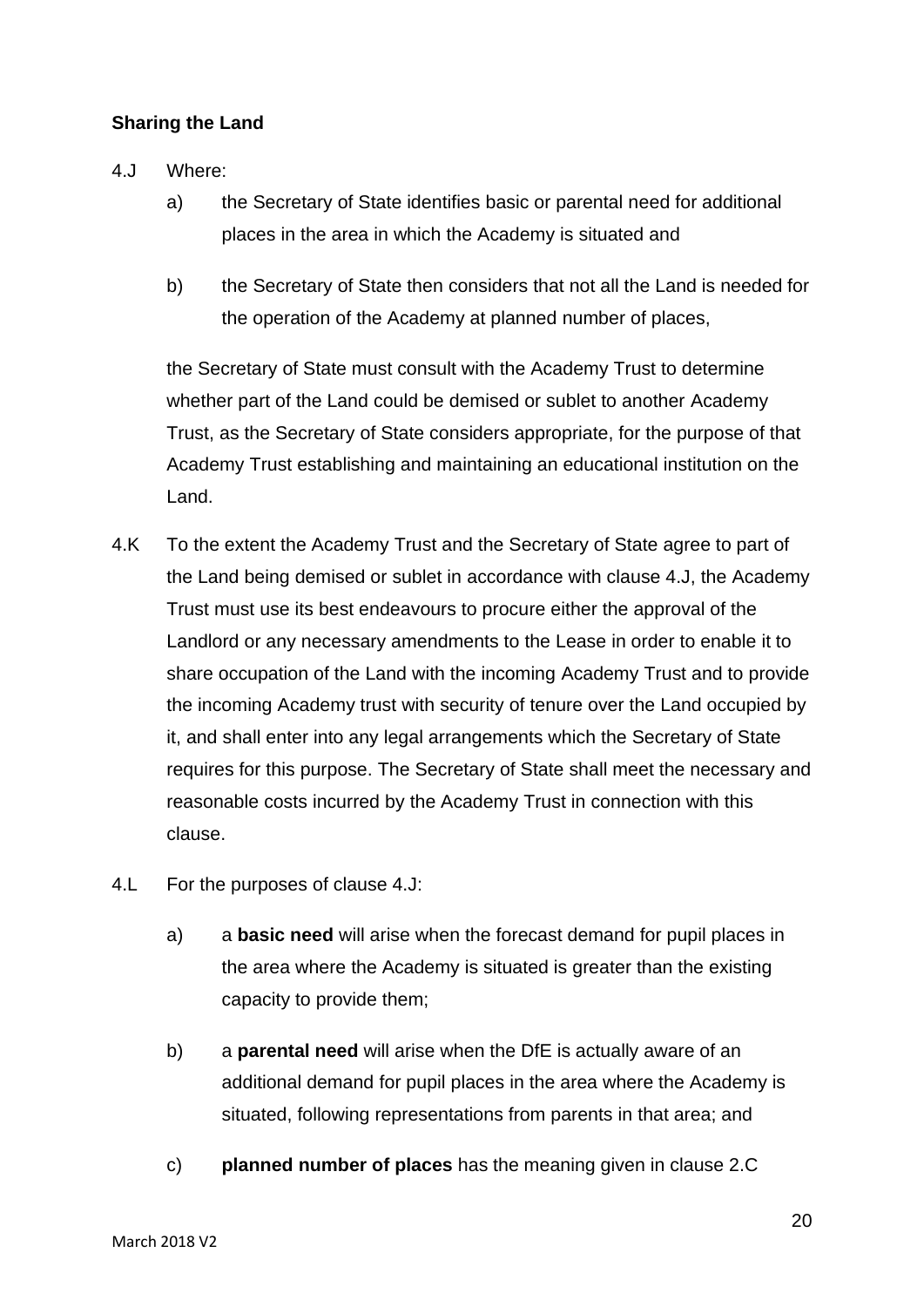**Sharing the Land**

4.J Where:

a) the Secretary of State identifies basic or parental need for additional places in the area in which the Academy is situated and

b) the Secretary of State then considers that not all the Land is needed for the operation of the Academy at planned number of places,

the Secretary of State must consult with the Academy Trust to determine whether part of the Land could be demised or sublet to another Academy Trust, as the Secretary of State considers appropriate, for the purpose of that Academy Trust establishing and maintaining an educational institution on the Land.

4.K To the extent the Academy Trust and the Secretary of State agree to part of the Land being demised or sublet in accordance with clause 4.J, the Academy Trust must use its best endeavours to procure either the approval of the Landlord or any necessary amendments to the Lease in order to enable it to share occupation of the Land with the incoming Academy Trust and to provide the incoming Academy trust with security of tenure over the Land occupied by it, and shall enter into any legal arrangements which the Secretary of State requires for this purpose. The Secretary of State shall meet the necessary and reasonable costs incurred by the Academy Trust in connection with this clause.

4.L For the purposes of clause 4.J:

a) a **basic need** will arise when the forecast demand for pupil places in the area where the Academy is situated is greater than the existing capacity to provide them;

b) a **parental need** will arise when the DfE is actually aware of an additional demand for pupil places in the area where the Academy is situated, following representations from parents in that area; and

c) **planned number of places** has the meaning given in clause 2.C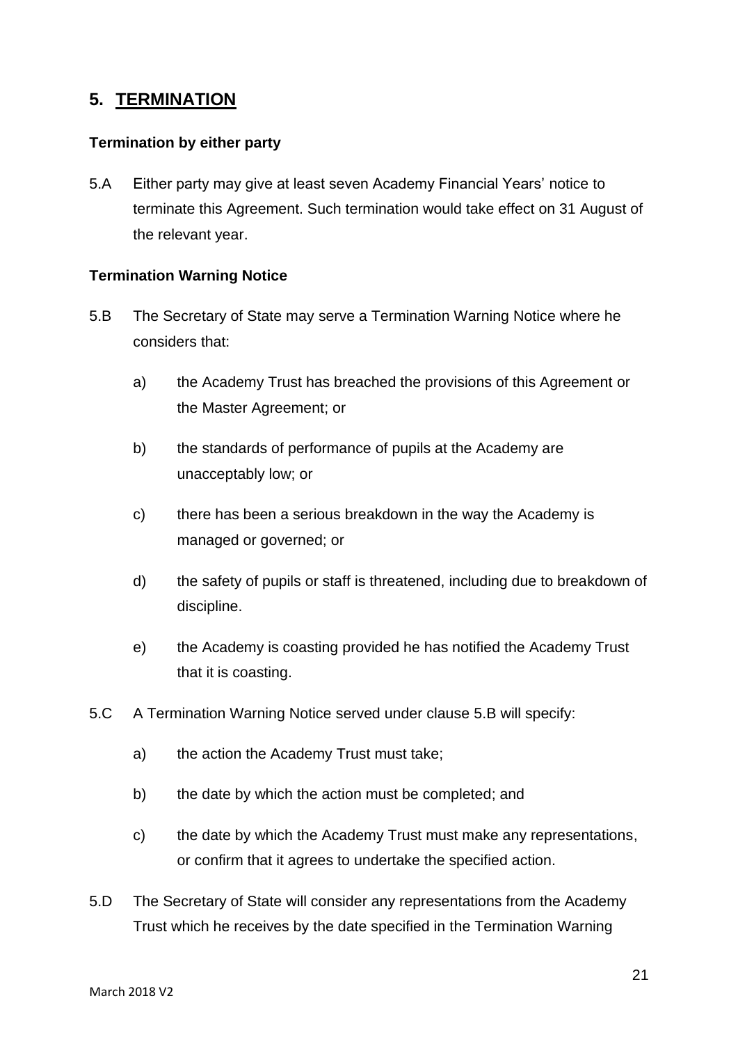## 5. TERMINATION

**Termination by either party**

5.A Either party may give at least seven Academy Financial Years' notice to terminate this Agreement. Such termination would take effect on 31 August of the relevant year.

**Termination Warning Notice**

5.B The Secretary of State may serve a Termination Warning Notice where he considers that:

a) the Academy Trust has breached the provisions of this Agreement or the Master Agreement; or

b) the standards of performance of pupils at the Academy are unacceptably low; or

c) there has been a serious breakdown in the way the Academy is managed or governed; or

d) the safety of pupils or staff is threatened, including due to breakdown of discipline.

e) the Academy is coasting provided he has notified the Academy Trust that it is coasting.

5.C A Termination Warning Notice served under clause 5.B will specify:

a) the action the Academy Trust must take;

b) the date by which the action must be completed; and

c) the date by which the Academy Trust must make any representations, or confirm that it agrees to undertake the specified action.

5.D The Secretary of State will consider any representations from the Academy Trust which he receives by the date specified in the Termination Warning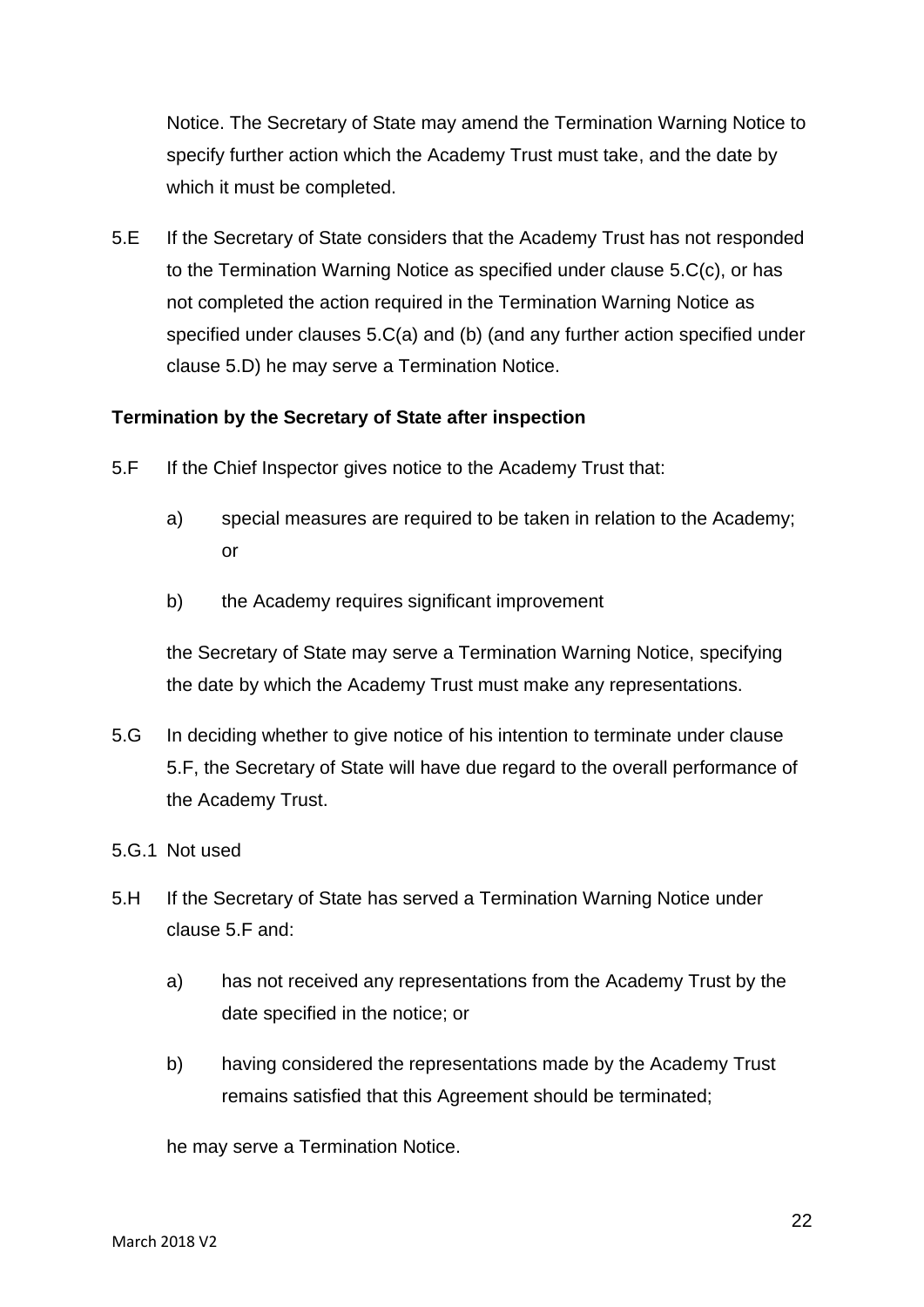Notice. The Secretary of State may amend the Termination Warning Notice to specify further action which the Academy Trust must take, and the date by which it must be completed.

5.E If the Secretary of State considers that the Academy Trust has not responded to the Termination Warning Notice as specified under clause 5.C(c), or has not completed the action required in the Termination Warning Notice as specified under clauses 5.C(a) and (b) (and any further action specified under clause 5.D) he may serve a Termination Notice.

**Termination by the Secretary of State after inspection**

5.F If the Chief Inspector gives notice to the Academy Trust that:

a) special measures are required to be taken in relation to the Academy; or

b) the Academy requires significant improvement

the Secretary of State may serve a Termination Warning Notice, specifying the date by which the Academy Trust must make any representations.

5.G In deciding whether to give notice of his intention to terminate under clause 5.F, the Secretary of State will have due regard to the overall performance of the Academy Trust.

5.G.1 Not used

5.H If the Secretary of State has served a Termination Warning Notice under clause 5.F and:

a) has not received any representations from the Academy Trust by the date specified in the notice; or

b) having considered the representations made by the Academy Trust remains satisfied that this Agreement should be terminated;

he may serve a Termination Notice.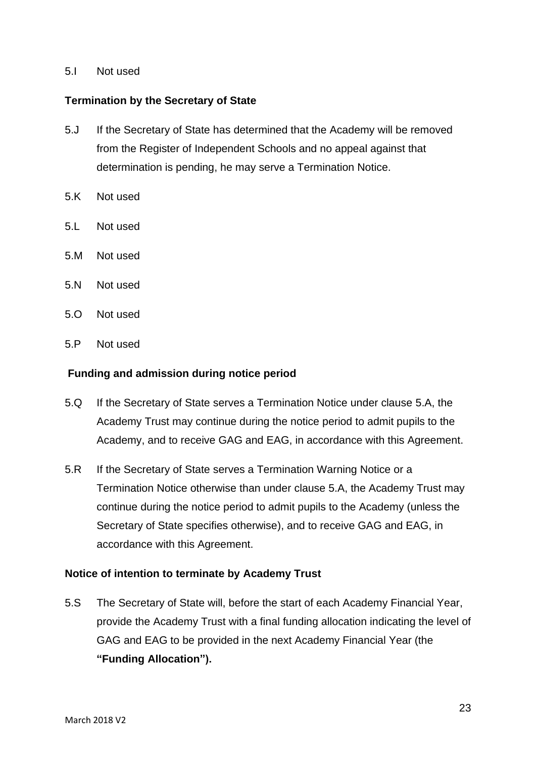5.I Not used

**Termination by the Secretary of State**

5.J If the Secretary of State has determined that the Academy will be removed from the Register of Independent Schools and no appeal against that determination is pending, he may serve a Termination Notice.

5.K Not used

5.L Not used

5.M Not used

5.N Not used

5.O Not used

5.P Not used

**Funding and admission during notice period**

5.Q If the Secretary of State serves a Termination Notice under clause 5.A, the Academy Trust may continue during the notice period to admit pupils to the Academy, and to receive GAG and EAG, in accordance with this Agreement.

5.R If the Secretary of State serves a Termination Warning Notice or a Termination Notice otherwise than under clause 5.A, the Academy Trust may continue during the notice period to admit pupils to the Academy (unless the Secretary of State specifies otherwise), and to receive GAG and EAG, in accordance with this Agreement.

**Notice of intention to terminate by Academy Trust**

5.S The Secretary of State will, before the start of each Academy Financial Year, provide the Academy Trust with a final funding allocation indicating the level of GAG and EAG to be provided in the next Academy Financial Year (the **"Funding Allocation").**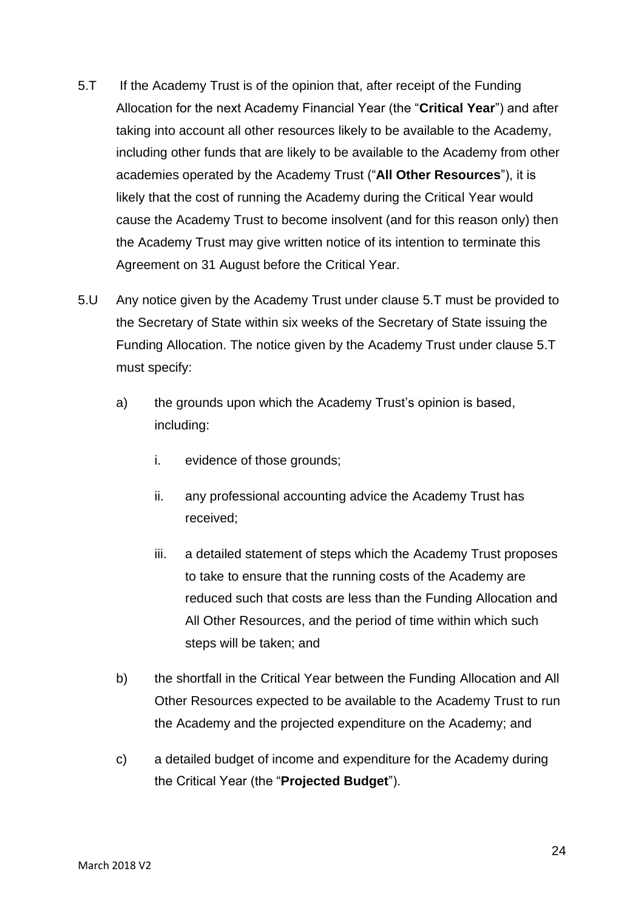5.T If the Academy Trust is of the opinion that, after receipt of the Funding Allocation for the next Academy Financial Year (the "**Critical Year**") and after taking into account all other resources likely to be available to the Academy, including other funds that are likely to be available to the Academy from other academies operated by the Academy Trust ("**All Other Resources**"), it is likely that the cost of running the Academy during the Critical Year would cause the Academy Trust to become insolvent (and for this reason only) then the Academy Trust may give written notice of its intention to terminate this Agreement on 31 August before the Critical Year.

5.U Any notice given by the Academy Trust under clause 5.T must be provided to the Secretary of State within six weeks of the Secretary of State issuing the Funding Allocation. The notice given by the Academy Trust under clause 5.T must specify:

a) the grounds upon which the Academy Trust's opinion is based, including:

   i. evidence of those grounds;

   ii. any professional accounting advice the Academy Trust has received;

   iii. a detailed statement of steps which the Academy Trust proposes to take to ensure that the running costs of the Academy are reduced such that costs are less than the Funding Allocation and All Other Resources, and the period of time within which such steps will be taken; and

b) the shortfall in the Critical Year between the Funding Allocation and All Other Resources expected to be available to the Academy Trust to run the Academy and the projected expenditure on the Academy; and

c) a detailed budget of income and expenditure for the Academy during the Critical Year (the "**Projected Budget**").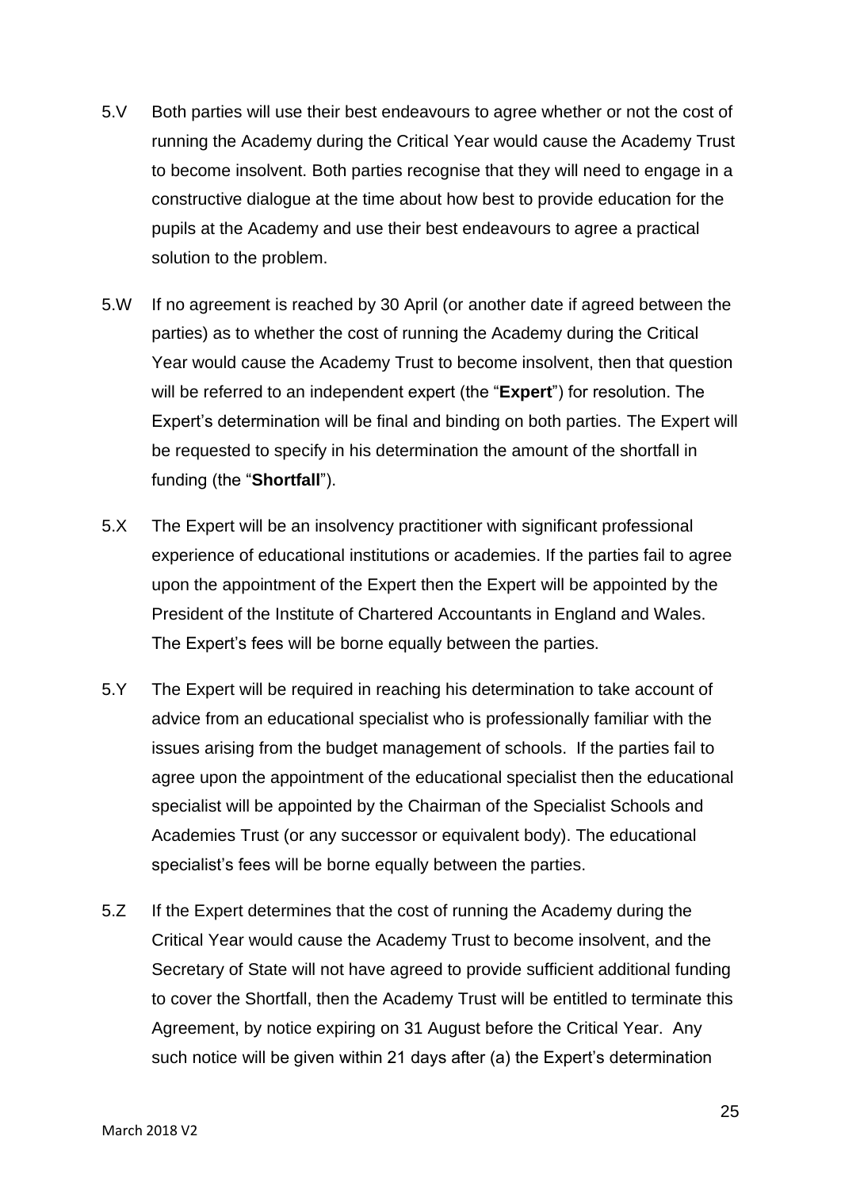5.V Both parties will use their best endeavours to agree whether or not the cost of running the Academy during the Critical Year would cause the Academy Trust to become insolvent. Both parties recognise that they will need to engage in a constructive dialogue at the time about how best to provide education for the pupils at the Academy and use their best endeavours to agree a practical solution to the problem.

5.W If no agreement is reached by 30 April (or another date if agreed between the parties) as to whether the cost of running the Academy during the Critical Year would cause the Academy Trust to become insolvent, then that question will be referred to an independent expert (the "**Expert**") for resolution. The Expert's determination will be final and binding on both parties. The Expert will be requested to specify in his determination the amount of the shortfall in funding (the "**Shortfall**").

5.X The Expert will be an insolvency practitioner with significant professional experience of educational institutions or academies. If the parties fail to agree upon the appointment of the Expert then the Expert will be appointed by the President of the Institute of Chartered Accountants in England and Wales. The Expert's fees will be borne equally between the parties.

5.Y The Expert will be required in reaching his determination to take account of advice from an educational specialist who is professionally familiar with the issues arising from the budget management of schools. If the parties fail to agree upon the appointment of the educational specialist then the educational specialist will be appointed by the Chairman of the Specialist Schools and Academies Trust (or any successor or equivalent body). The educational specialist's fees will be borne equally between the parties.

5.Z If the Expert determines that the cost of running the Academy during the Critical Year would cause the Academy Trust to become insolvent, and the Secretary of State will not have agreed to provide sufficient additional funding to cover the Shortfall, then the Academy Trust will be entitled to terminate this Agreement, by notice expiring on 31 August before the Critical Year. Any such notice will be given within 21 days after (a) the Expert's determination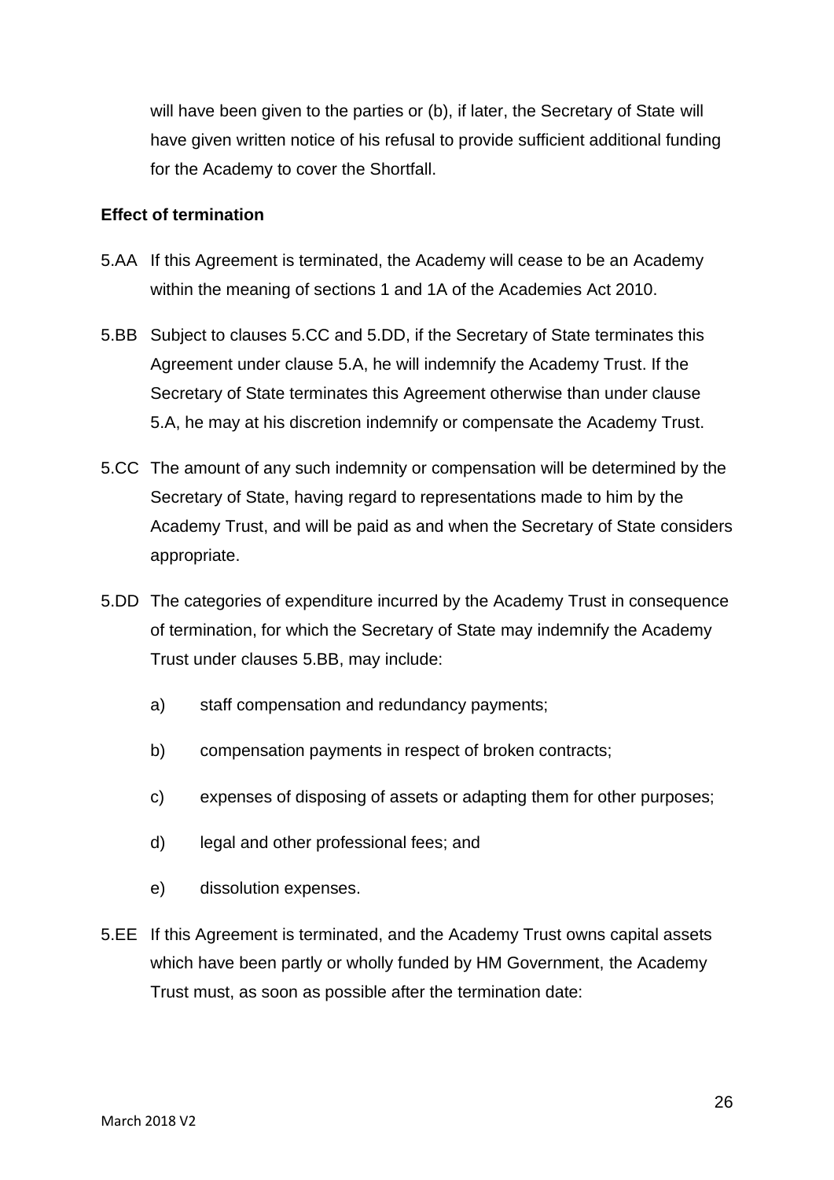will have been given to the parties or (b), if later, the Secretary of State will have given written notice of his refusal to provide sufficient additional funding for the Academy to cover the Shortfall.

**Effect of termination**

5.AA If this Agreement is terminated, the Academy will cease to be an Academy within the meaning of sections 1 and 1A of the Academies Act 2010.

5.BB Subject to clauses 5.CC and 5.DD, if the Secretary of State terminates this Agreement under clause 5.A, he will indemnify the Academy Trust. If the Secretary of State terminates this Agreement otherwise than under clause 5.A, he may at his discretion indemnify or compensate the Academy Trust.

5.CC The amount of any such indemnity or compensation will be determined by the Secretary of State, having regard to representations made to him by the Academy Trust, and will be paid as and when the Secretary of State considers appropriate.

5.DD The categories of expenditure incurred by the Academy Trust in consequence of termination, for which the Secretary of State may indemnify the Academy Trust under clauses 5.BB, may include:

a) staff compensation and redundancy payments;

b) compensation payments in respect of broken contracts;

c) expenses of disposing of assets or adapting them for other purposes;

d) legal and other professional fees; and

e) dissolution expenses.

5.EE If this Agreement is terminated, and the Academy Trust owns capital assets which have been partly or wholly funded by HM Government, the Academy Trust must, as soon as possible after the termination date: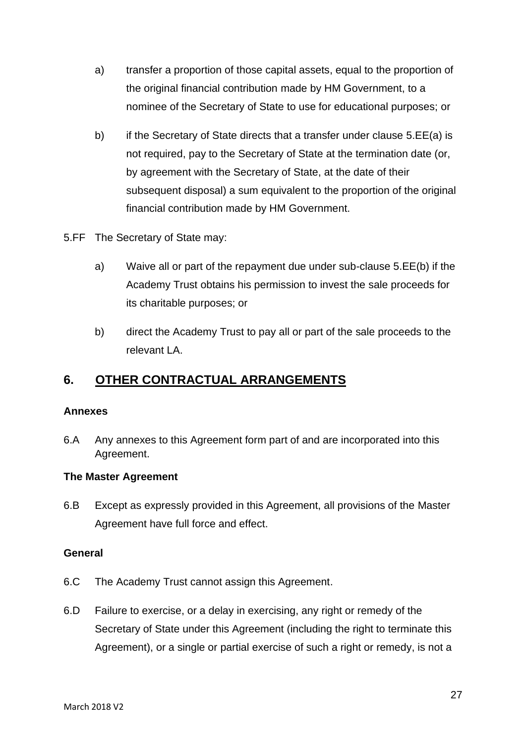a) transfer a proportion of those capital assets, equal to the proportion of the original financial contribution made by HM Government, to a nominee of the Secretary of State to use for educational purposes; or

b) if the Secretary of State directs that a transfer under clause 5.EE(a) is not required, pay to the Secretary of State at the termination date (or, by agreement with the Secretary of State, at the date of their subsequent disposal) a sum equivalent to the proportion of the original financial contribution made by HM Government.

5.FF The Secretary of State may:

a) Waive all or part of the repayment due under sub-clause 5.EE(b) if the Academy Trust obtains his permission to invest the sale proceeds for its charitable purposes; or

b) direct the Academy Trust to pay all or part of the sale proceeds to the relevant LA.

## 6. OTHER CONTRACTUAL ARRANGEMENTS

**Annexes**

6.A Any annexes to this Agreement form part of and are incorporated into this Agreement.

**The Master Agreement**

6.B Except as expressly provided in this Agreement, all provisions of the Master Agreement have full force and effect.

**General**

6.C The Academy Trust cannot assign this Agreement.

6.D Failure to exercise, or a delay in exercising, any right or remedy of the Secretary of State under this Agreement (including the right to terminate this Agreement), or a single or partial exercise of such a right or remedy, is not a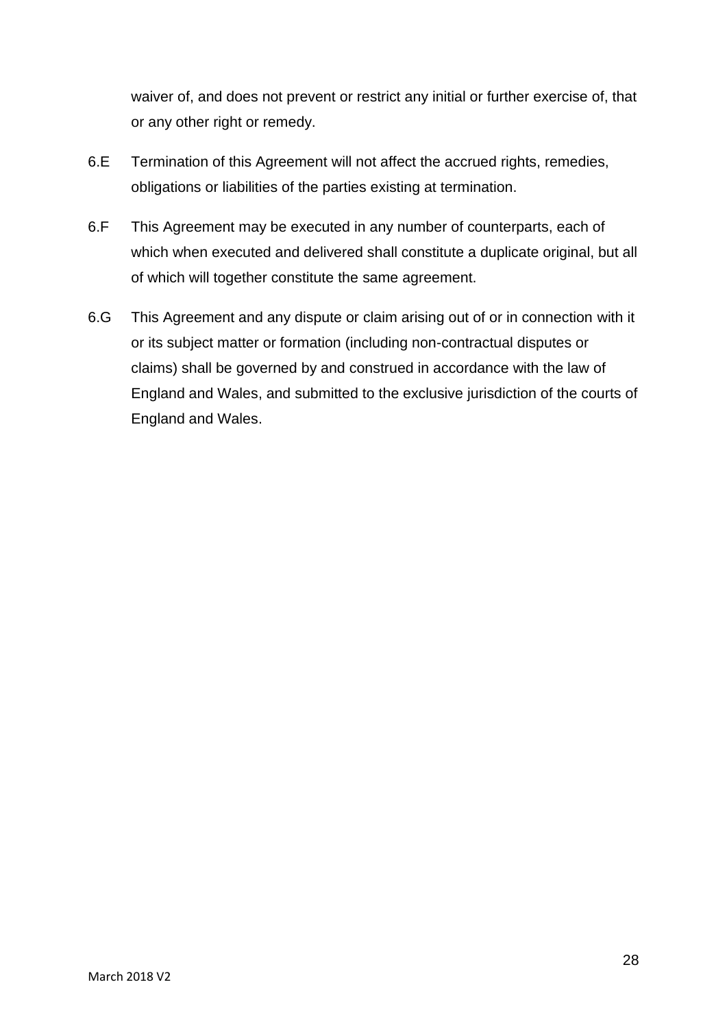waiver of, and does not prevent or restrict any initial or further exercise of, that or any other right or remedy.

6.E Termination of this Agreement will not affect the accrued rights, remedies, obligations or liabilities of the parties existing at termination.

6.F This Agreement may be executed in any number of counterparts, each of which when executed and delivered shall constitute a duplicate original, but all of which will together constitute the same agreement.

6.G This Agreement and any dispute or claim arising out of or in connection with it or its subject matter or formation (including non-contractual disputes or claims) shall be governed by and construed in accordance with the law of England and Wales, and submitted to the exclusive jurisdiction of the courts of England and Wales.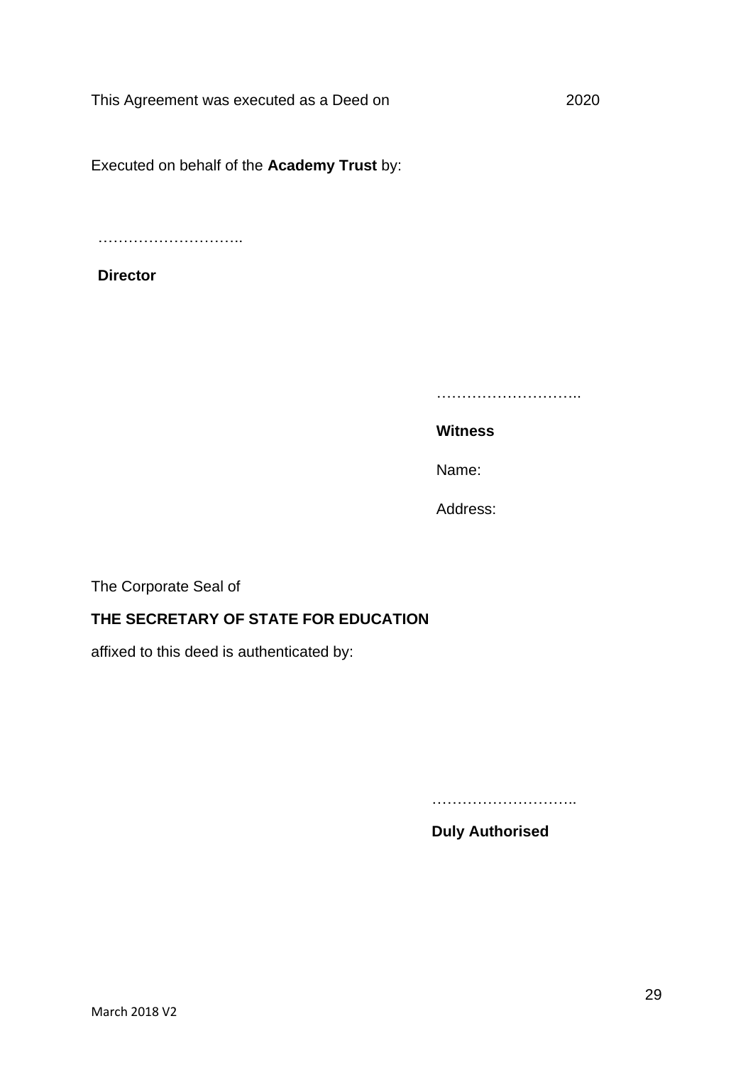This Agreement was executed as a Deed on 2020

Executed on behalf of the **Academy Trust** by:

………………………..

**Director**

………………………..

**Witness**

Name:

Address:

The Corporate Seal of

**THE SECRETARY OF STATE FOR EDUCATION**

affixed to this deed is authenticated by:

………………………..

**Duly Authorised**

March 2018 V2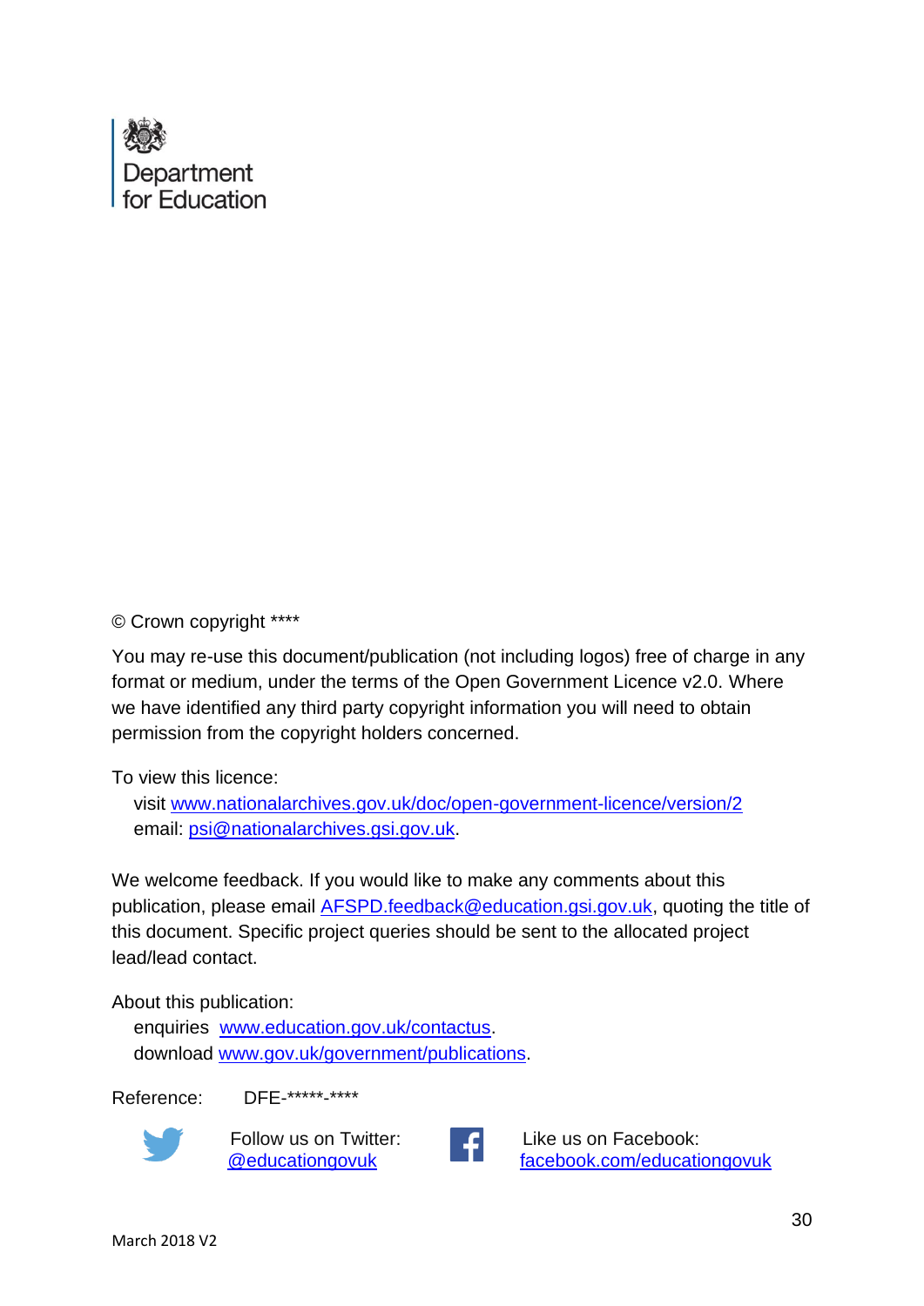Department for Education

© Crown copyright ****

You may re-use this document/publication (not including logos) free of charge in any format or medium, under the terms of the Open Government Licence v2.0. Where we have identified any third party copyright information you will need to obtain permission from the copyright holders concerned.

To view this licence:

visit www.nationalarchives.gov.uk/doc/open-government-licence/version/2
email: psi@nationalarchives.gsi.gov.uk.

We welcome feedback. If you would like to make any comments about this publication, please email AFSPD.feedback@education.gsi.gov.uk, quoting the title of this document. Specific project queries should be sent to the allocated project lead/lead contact.

About this publication:

enquiries www.education.gov.uk/contactus.
download www.gov.uk/government/publications.

Reference: DFE-*****-****

Follow us on Twitter: @educationgovuk

Like us on Facebook: facebook.com/educationgovuk

March 2018 V2